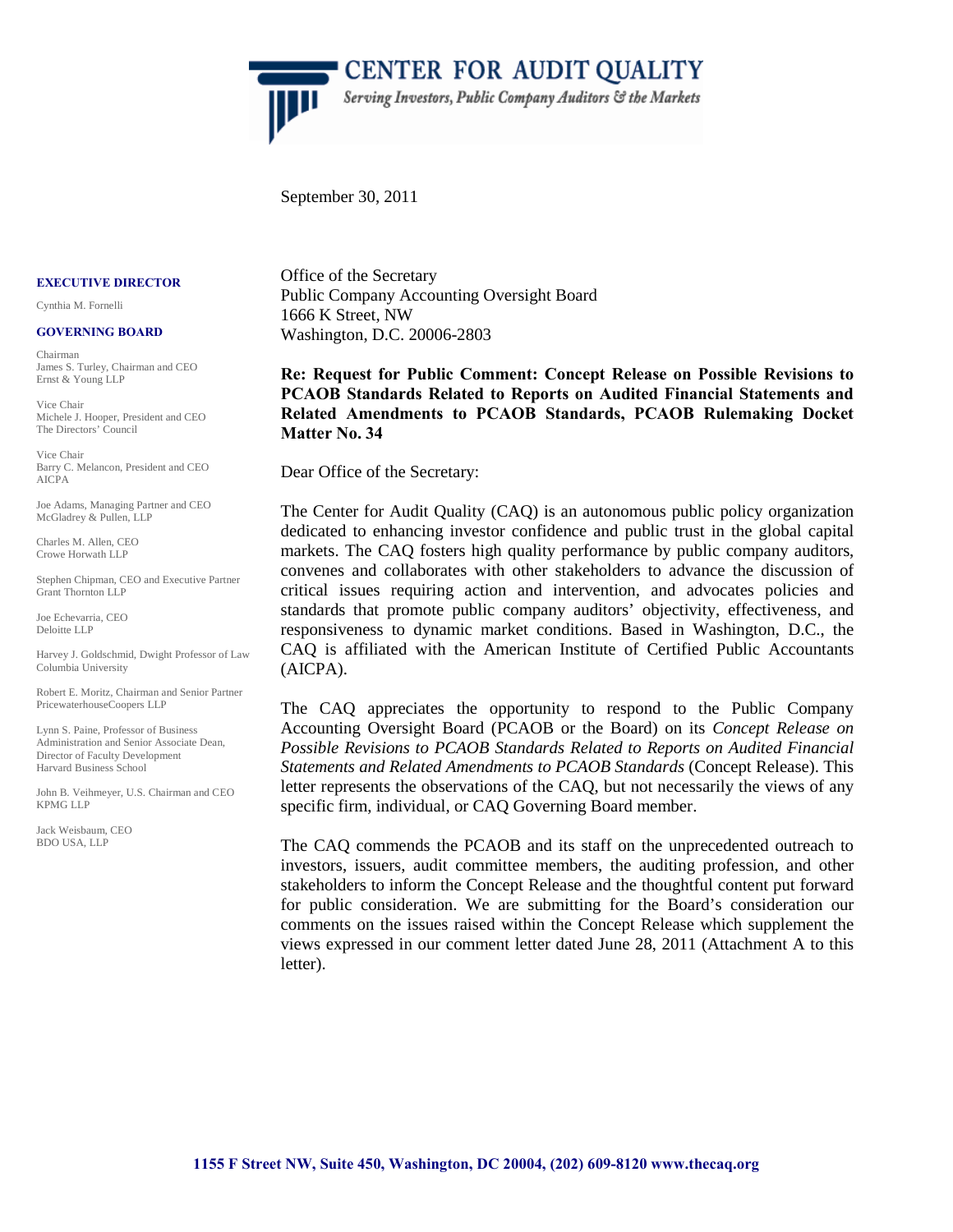# CENTER FOR AUDIT QUALITY

*Serving Investors, Public Company Auditors & the Markets*

September 30, 2011

**EXECUTIVE DIRECTOR**

Cynthia M. Fornelli

**GOVERNING BOARD**

Chairman
James S. Turley, Chairman and CEO
Ernst & Young LLP

Vice Chair
Michele J. Hooper, President and CEO
The Directors' Council

Vice Chair
Barry C. Melancon, President and CEO
AICPA

Joe Adams, Managing Partner and CEO
McGladrey & Pullen, LLP

Charles M. Allen, CEO
Crowe Horwath LLP

Stephen Chipman, CEO and Executive Partner
Grant Thornton LLP

Joe Echevarria, CEO
Deloitte LLP

Harvey J. Goldschmid, Dwight Professor of Law
Columbia University

Robert E. Moritz, Chairman and Senior Partner
PricewaterhouseCoopers LLP

Lynn S. Paine, Professor of Business Administration and Senior Associate Dean, Director of Faculty Development
Harvard Business School

John B. Veihmeyer, U.S. Chairman and CEO
KPMG LLP

Jack Weisbaum, CEO
BDO USA, LLP

Office of the Secretary
Public Company Accounting Oversight Board
1666 K Street, NW
Washington, D.C. 20006-2803

**Re: Request for Public Comment: Concept Release on Possible Revisions to PCAOB Standards Related to Reports on Audited Financial Statements and Related Amendments to PCAOB Standards, PCAOB Rulemaking Docket Matter No. 34**

Dear Office of the Secretary:

The Center for Audit Quality (CAQ) is an autonomous public policy organization dedicated to enhancing investor confidence and public trust in the global capital markets. The CAQ fosters high quality performance by public company auditors, convenes and collaborates with other stakeholders to advance the discussion of critical issues requiring action and intervention, and advocates policies and standards that promote public company auditors' objectivity, effectiveness, and responsiveness to dynamic market conditions. Based in Washington, D.C., the CAQ is affiliated with the American Institute of Certified Public Accountants (AICPA).

The CAQ appreciates the opportunity to respond to the Public Company Accounting Oversight Board (PCAOB or the Board) on its *Concept Release on Possible Revisions to PCAOB Standards Related to Reports on Audited Financial Statements and Related Amendments to PCAOB Standards* (Concept Release). This letter represents the observations of the CAQ, but not necessarily the views of any specific firm, individual, or CAQ Governing Board member.

The CAQ commends the PCAOB and its staff on the unprecedented outreach to investors, issuers, audit committee members, the auditing profession, and other stakeholders to inform the Concept Release and the thoughtful content put forward for public consideration. We are submitting for the Board's consideration our comments on the issues raised within the Concept Release which supplement the views expressed in our comment letter dated June 28, 2011 (Attachment A to this letter).

1155 F Street NW, Suite 450, Washington, DC 20004, (202) 609-8120 www.thecaq.org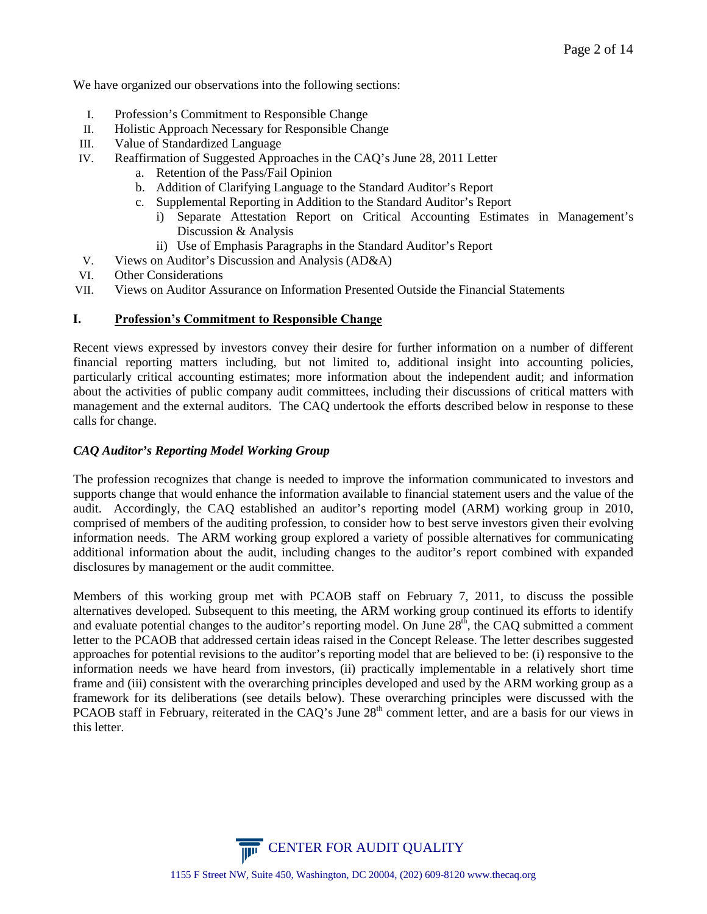We have organized our observations into the following sections:

I. Profession's Commitment to Responsible Change
II. Holistic Approach Necessary for Responsible Change
III. Value of Standardized Language
IV. Reaffirmation of Suggested Approaches in the CAQ's June 28, 2011 Letter
   a. Retention of the Pass/Fail Opinion
   b. Addition of Clarifying Language to the Standard Auditor's Report
   c. Supplemental Reporting in Addition to the Standard Auditor's Report
      i) Separate Attestation Report on Critical Accounting Estimates in Management's Discussion & Analysis
      ii) Use of Emphasis Paragraphs in the Standard Auditor's Report
V. Views on Auditor's Discussion and Analysis (AD&A)
VI. Other Considerations
VII. Views on Auditor Assurance on Information Presented Outside the Financial Statements

## I. <u>Profession's Commitment to Responsible Change</u>

Recent views expressed by investors convey their desire for further information on a number of different financial reporting matters including, but not limited to, additional insight into accounting policies, particularly critical accounting estimates; more information about the independent audit; and information about the activities of public company audit committees, including their discussions of critical matters with management and the external auditors. The CAQ undertook the efforts described below in response to these calls for change.

***CAQ Auditor's Reporting Model Working Group***

The profession recognizes that change is needed to improve the information communicated to investors and supports change that would enhance the information available to financial statement users and the value of the audit. Accordingly, the CAQ established an auditor's reporting model (ARM) working group in 2010, comprised of members of the auditing profession, to consider how to best serve investors given their evolving information needs. The ARM working group explored a variety of possible alternatives for communicating additional information about the audit, including changes to the auditor's report combined with expanded disclosures by management or the audit committee.

Members of this working group met with PCAOB staff on February 7, 2011, to discuss the possible alternatives developed. Subsequent to this meeting, the ARM working group continued its efforts to identify and evaluate potential changes to the auditor's reporting model. On June 28th, the CAQ submitted a comment letter to the PCAOB that addressed certain ideas raised in the Concept Release. The letter describes suggested approaches for potential revisions to the auditor's reporting model that are believed to be: (i) responsive to the information needs we have heard from investors, (ii) practically implementable in a relatively short time frame and (iii) consistent with the overarching principles developed and used by the ARM working group as a framework for its deliberations (see details below). These overarching principles were discussed with the PCAOB staff in February, reiterated in the CAQ's June 28th comment letter, and are a basis for our views in this letter.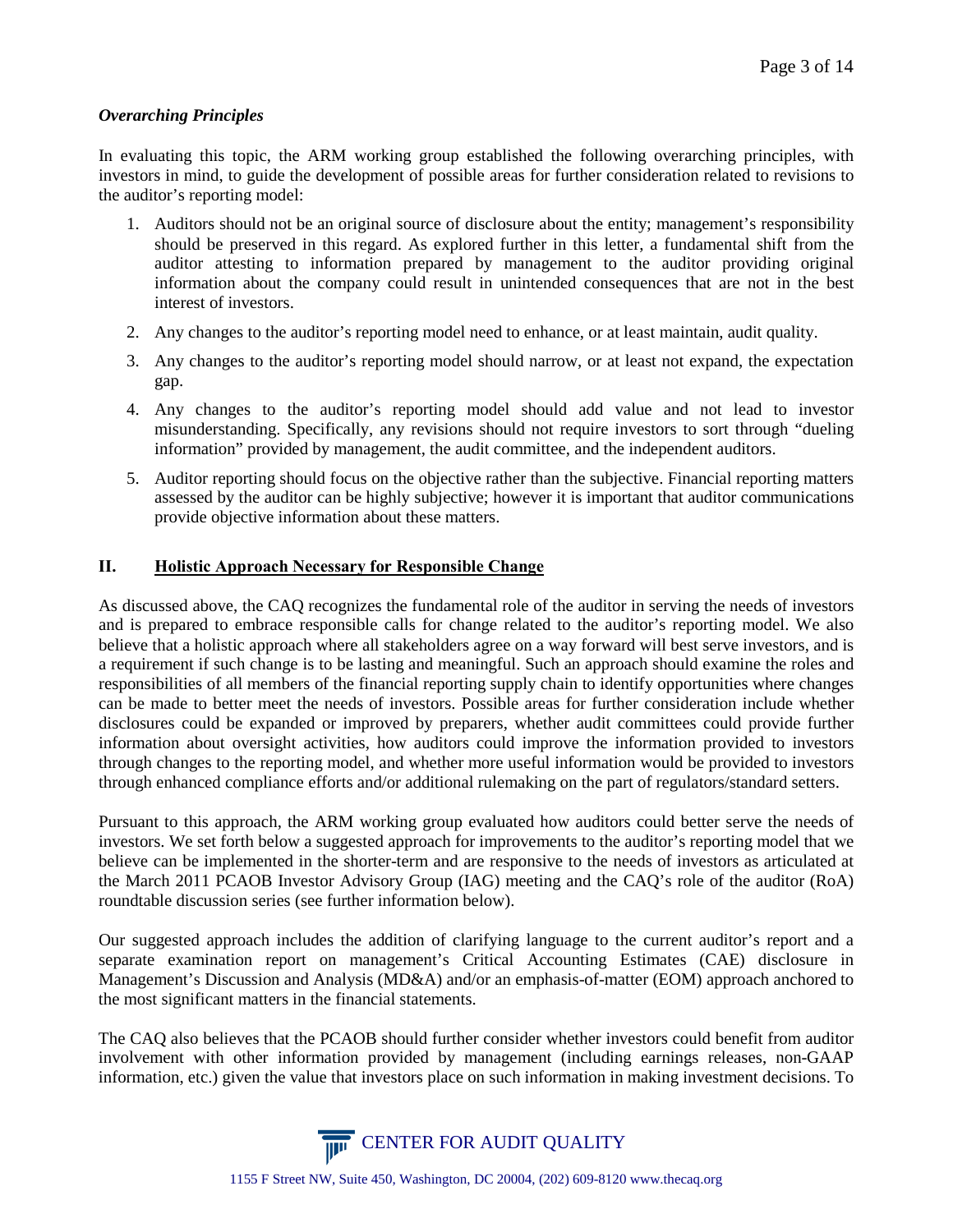### *Overarching Principles*

In evaluating this topic, the ARM working group established the following overarching principles, with investors in mind, to guide the development of possible areas for further consideration related to revisions to the auditor's reporting model:

1. Auditors should not be an original source of disclosure about the entity; management's responsibility should be preserved in this regard. As explored further in this letter, a fundamental shift from the auditor attesting to information prepared by management to the auditor providing original information about the company could result in unintended consequences that are not in the best interest of investors.
2. Any changes to the auditor's reporting model need to enhance, or at least maintain, audit quality.
3. Any changes to the auditor's reporting model should narrow, or at least not expand, the expectation gap.
4. Any changes to the auditor's reporting model should add value and not lead to investor misunderstanding. Specifically, any revisions should not require investors to sort through "dueling information" provided by management, the audit committee, and the independent auditors.
5. Auditor reporting should focus on the objective rather than the subjective. Financial reporting matters assessed by the auditor can be highly subjective; however it is important that auditor communications provide objective information about these matters.

## II. <u>Holistic Approach Necessary for Responsible Change</u>

As discussed above, the CAQ recognizes the fundamental role of the auditor in serving the needs of investors and is prepared to embrace responsible calls for change related to the auditor's reporting model. We also believe that a holistic approach where all stakeholders agree on a way forward will best serve investors, and is a requirement if such change is to be lasting and meaningful. Such an approach should examine the roles and responsibilities of all members of the financial reporting supply chain to identify opportunities where changes can be made to better meet the needs of investors. Possible areas for further consideration include whether disclosures could be expanded or improved by preparers, whether audit committees could provide further information about oversight activities, how auditors could improve the information provided to investors through changes to the reporting model, and whether more useful information would be provided to investors through enhanced compliance efforts and/or additional rulemaking on the part of regulators/standard setters.

Pursuant to this approach, the ARM working group evaluated how auditors could better serve the needs of investors. We set forth below a suggested approach for improvements to the auditor's reporting model that we believe can be implemented in the shorter-term and are responsive to the needs of investors as articulated at the March 2011 PCAOB Investor Advisory Group (IAG) meeting and the CAQ's role of the auditor (RoA) roundtable discussion series (see further information below).

Our suggested approach includes the addition of clarifying language to the current auditor's report and a separate examination report on management's Critical Accounting Estimates (CAE) disclosure in Management's Discussion and Analysis (MD&A) and/or an emphasis-of-matter (EOM) approach anchored to the most significant matters in the financial statements.

The CAQ also believes that the PCAOB should further consider whether investors could benefit from auditor involvement with other information provided by management (including earnings releases, non-GAAP information, etc.) given the value that investors place on such information in making investment decisions. To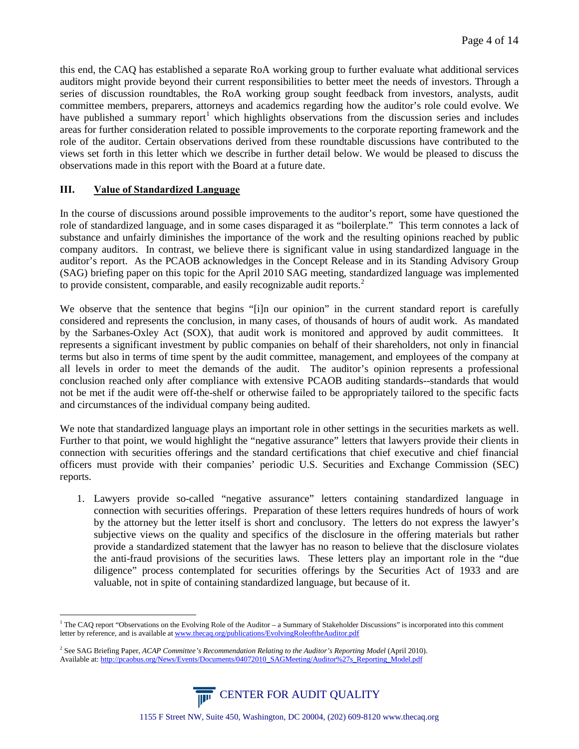this end, the CAQ has established a separate RoA working group to further evaluate what additional services auditors might provide beyond their current responsibilities to better meet the needs of investors. Through a series of discussion roundtables, the RoA working group sought feedback from investors, analysts, audit committee members, preparers, attorneys and academics regarding how the auditor's role could evolve. We have published a summary report[1] which highlights observations from the discussion series and includes areas for further consideration related to possible improvements to the corporate reporting framework and the role of the auditor. Certain observations derived from these roundtable discussions have contributed to the views set forth in this letter which we describe in further detail below. We would be pleased to discuss the observations made in this report with the Board at a future date.

## III. Value of Standardized Language

In the course of discussions around possible improvements to the auditor's report, some have questioned the role of standardized language, and in some cases disparaged it as "boilerplate." This term connotes a lack of substance and unfairly diminishes the importance of the work and the resulting opinions reached by public company auditors. In contrast, we believe there is significant value in using standardized language in the auditor's report. As the PCAOB acknowledges in the Concept Release and in its Standing Advisory Group (SAG) briefing paper on this topic for the April 2010 SAG meeting, standardized language was implemented to provide consistent, comparable, and easily recognizable audit reports.[2]

We observe that the sentence that begins "[i]n our opinion" in the current standard report is carefully considered and represents the conclusion, in many cases, of thousands of hours of audit work. As mandated by the Sarbanes-Oxley Act (SOX), that audit work is monitored and approved by audit committees. It represents a significant investment by public companies on behalf of their shareholders, not only in financial terms but also in terms of time spent by the audit committee, management, and employees of the company at all levels in order to meet the demands of the audit. The auditor's opinion represents a professional conclusion reached only after compliance with extensive PCAOB auditing standards--standards that would not be met if the audit were off-the-shelf or otherwise failed to be appropriately tailored to the specific facts and circumstances of the individual company being audited.

We note that standardized language plays an important role in other settings in the securities markets as well. Further to that point, we would highlight the "negative assurance" letters that lawyers provide their clients in connection with securities offerings and the standard certifications that chief executive and chief financial officers must provide with their companies' periodic U.S. Securities and Exchange Commission (SEC) reports.

1. Lawyers provide so-called "negative assurance" letters containing standardized language in connection with securities offerings. Preparation of these letters requires hundreds of hours of work by the attorney but the letter itself is short and conclusory. The letters do not express the lawyer's subjective views on the quality and specifics of the disclosure in the offering materials but rather provide a standardized statement that the lawyer has no reason to believe that the disclosure violates the anti-fraud provisions of the securities laws. These letters play an important role in the "due diligence" process contemplated for securities offerings by the Securities Act of 1933 and are valuable, not in spite of containing standardized language, but because of it.

---

[1] The CAQ report "Observations on the Evolving Role of the Auditor – a Summary of Stakeholder Discussions" is incorporated into this comment letter by reference, and is available at www.thecaq.org/publications/EvolvingRoleoftheAuditor.pdf

[2] See SAG Briefing Paper, *ACAP Committee's Recommendation Relating to the Auditor's Reporting Model* (April 2010). Available at: http://pcaobus.org/News/Events/Documents/04072010_SAGMeeting/Auditor%27s_Reporting_Model.pdf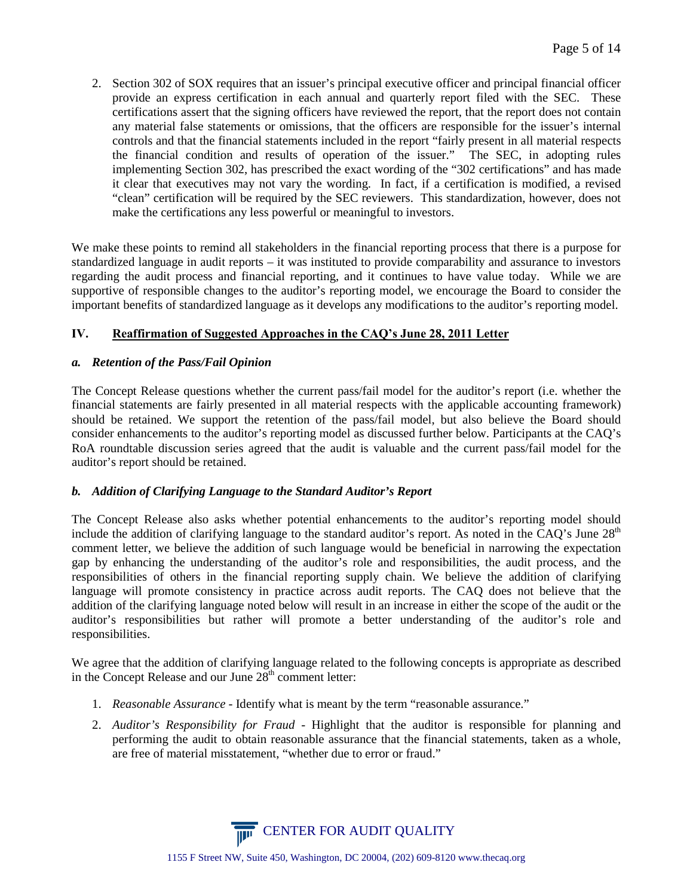2. Section 302 of SOX requires that an issuer's principal executive officer and principal financial officer provide an express certification in each annual and quarterly report filed with the SEC. These certifications assert that the signing officers have reviewed the report, that the report does not contain any material false statements or omissions, that the officers are responsible for the issuer's internal controls and that the financial statements included in the report "fairly present in all material respects the financial condition and results of operation of the issuer." The SEC, in adopting rules implementing Section 302, has prescribed the exact wording of the "302 certifications" and has made it clear that executives may not vary the wording. In fact, if a certification is modified, a revised "clean" certification will be required by the SEC reviewers. This standardization, however, does not make the certifications any less powerful or meaningful to investors.

We make these points to remind all stakeholders in the financial reporting process that there is a purpose for standardized language in audit reports – it was instituted to provide comparability and assurance to investors regarding the audit process and financial reporting, and it continues to have value today. While we are supportive of responsible changes to the auditor's reporting model, we encourage the Board to consider the important benefits of standardized language as it develops any modifications to the auditor's reporting model.

## IV. Reaffirmation of Suggested Approaches in the CAQ's June 28, 2011 Letter

### *a. Retention of the Pass/Fail Opinion*

The Concept Release questions whether the current pass/fail model for the auditor's report (i.e. whether the financial statements are fairly presented in all material respects with the applicable accounting framework) should be retained. We support the retention of the pass/fail model, but also believe the Board should consider enhancements to the auditor's reporting model as discussed further below. Participants at the CAQ's RoA roundtable discussion series agreed that the audit is valuable and the current pass/fail model for the auditor's report should be retained.

### *b. Addition of Clarifying Language to the Standard Auditor's Report*

The Concept Release also asks whether potential enhancements to the auditor's reporting model should include the addition of clarifying language to the standard auditor's report. As noted in the CAQ's June 28th comment letter, we believe the addition of such language would be beneficial in narrowing the expectation gap by enhancing the understanding of the auditor's role and responsibilities, the audit process, and the responsibilities of others in the financial reporting supply chain. We believe the addition of clarifying language will promote consistency in practice across audit reports. The CAQ does not believe that the addition of the clarifying language noted below will result in an increase in either the scope of the audit or the auditor's responsibilities but rather will promote a better understanding of the auditor's role and responsibilities.

We agree that the addition of clarifying language related to the following concepts is appropriate as described in the Concept Release and our June 28th comment letter:

1. *Reasonable Assurance* - Identify what is meant by the term "reasonable assurance."
2. *Auditor's Responsibility for Fraud* - Highlight that the auditor is responsible for planning and performing the audit to obtain reasonable assurance that the financial statements, taken as a whole, are free of material misstatement, "whether due to error or fraud."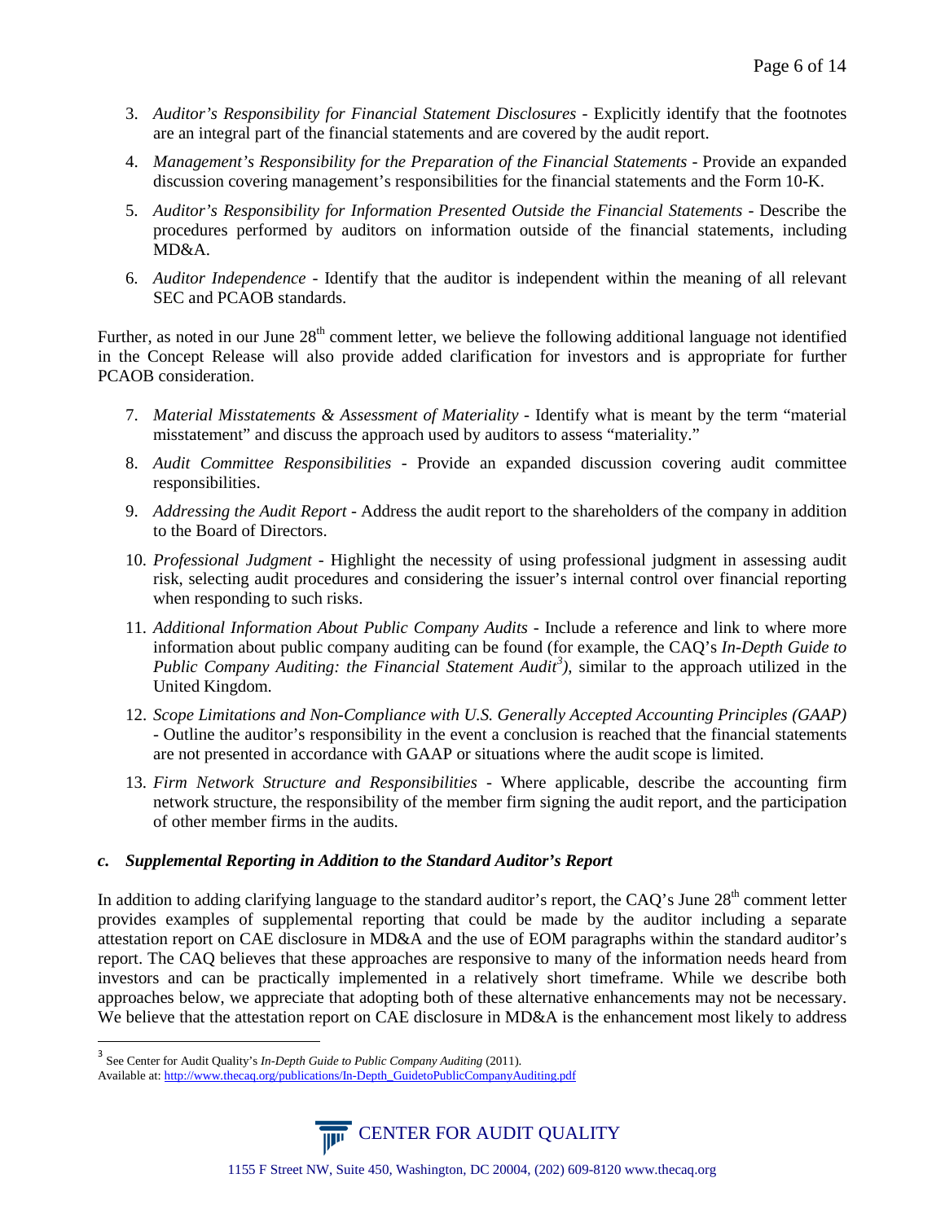3. *Auditor's Responsibility for Financial Statement Disclosures* - Explicitly identify that the footnotes are an integral part of the financial statements and are covered by the audit report.

4. *Management's Responsibility for the Preparation of the Financial Statements* - Provide an expanded discussion covering management's responsibilities for the financial statements and the Form 10-K.

5. *Auditor's Responsibility for Information Presented Outside the Financial Statements* - Describe the procedures performed by auditors on information outside of the financial statements, including MD&A.

6. *Auditor Independence* - Identify that the auditor is independent within the meaning of all relevant SEC and PCAOB standards.

Further, as noted in our June 28th comment letter, we believe the following additional language not identified in the Concept Release will also provide added clarification for investors and is appropriate for further PCAOB consideration.

7. *Material Misstatements & Assessment of Materiality* - Identify what is meant by the term "material misstatement" and discuss the approach used by auditors to assess "materiality."

8. *Audit Committee Responsibilities* - Provide an expanded discussion covering audit committee responsibilities.

9. *Addressing the Audit Report* - Address the audit report to the shareholders of the company in addition to the Board of Directors.

10. *Professional Judgment* - Highlight the necessity of using professional judgment in assessing audit risk, selecting audit procedures and considering the issuer's internal control over financial reporting when responding to such risks.

11. *Additional Information About Public Company Audits* - Include a reference and link to where more information about public company auditing can be found (for example, the CAQ's *In-Depth Guide to Public Company Auditing: the Financial Statement Audit*[3]), similar to the approach utilized in the United Kingdom.

12. *Scope Limitations and Non-Compliance with U.S. Generally Accepted Accounting Principles (GAAP)* - Outline the auditor's responsibility in the event a conclusion is reached that the financial statements are not presented in accordance with GAAP or situations where the audit scope is limited.

13. *Firm Network Structure and Responsibilities* - Where applicable, describe the accounting firm network structure, the responsibility of the member firm signing the audit report, and the participation of other member firms in the audits.

### *c. Supplemental Reporting in Addition to the Standard Auditor's Report*

In addition to adding clarifying language to the standard auditor's report, the CAQ's June 28th comment letter provides examples of supplemental reporting that could be made by the auditor including a separate attestation report on CAE disclosure in MD&A and the use of EOM paragraphs within the standard auditor's report. The CAQ believes that these approaches are responsive to many of the information needs heard from investors and can be practically implemented in a relatively short timeframe. While we describe both approaches below, we appreciate that adopting both of these alternative enhancements may not be necessary. We believe that the attestation report on CAE disclosure in MD&A is the enhancement most likely to address

---

[3] See Center for Audit Quality's *In-Depth Guide to Public Company Auditing* (2011). Available at: http://www.thecaq.org/publications/In-Depth_GuidetoPublicCompanyAuditing.pdf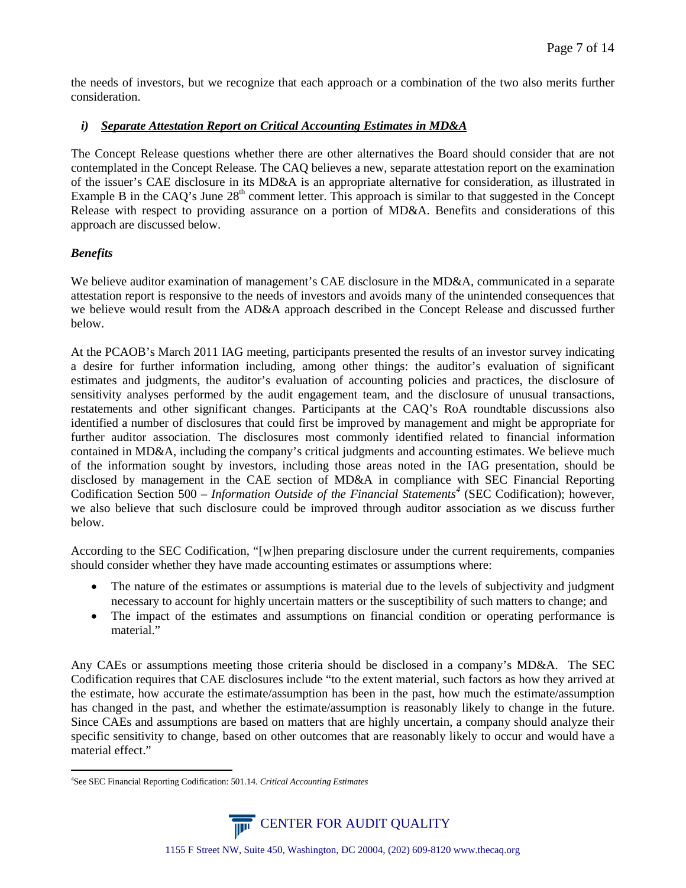the needs of investors, but we recognize that each approach or a combination of the two also merits further consideration.

### *i) Separate Attestation Report on Critical Accounting Estimates in MD&A*

The Concept Release questions whether there are other alternatives the Board should consider that are not contemplated in the Concept Release. The CAQ believes a new, separate attestation report on the examination of the issuer's CAE disclosure in its MD&A is an appropriate alternative for consideration, as illustrated in Example B in the CAQ's June 28th comment letter. This approach is similar to that suggested in the Concept Release with respect to providing assurance on a portion of MD&A. Benefits and considerations of this approach are discussed below.

#### *Benefits*

We believe auditor examination of management's CAE disclosure in the MD&A, communicated in a separate attestation report is responsive to the needs of investors and avoids many of the unintended consequences that we believe would result from the AD&A approach described in the Concept Release and discussed further below.

At the PCAOB's March 2011 IAG meeting, participants presented the results of an investor survey indicating a desire for further information including, among other things: the auditor's evaluation of significant estimates and judgments, the auditor's evaluation of accounting policies and practices, the disclosure of sensitivity analyses performed by the audit engagement team, and the disclosure of unusual transactions, restatements and other significant changes. Participants at the CAQ's RoA roundtable discussions also identified a number of disclosures that could first be improved by management and might be appropriate for further auditor association. The disclosures most commonly identified related to financial information contained in MD&A, including the company's critical judgments and accounting estimates. We believe much of the information sought by investors, including those areas noted in the IAG presentation, should be disclosed by management in the CAE section of MD&A in compliance with SEC Financial Reporting Codification Section 500 – *Information Outside of the Financial Statements*[4] (SEC Codification); however, we also believe that such disclosure could be improved through auditor association as we discuss further below.

According to the SEC Codification, "[w]hen preparing disclosure under the current requirements, companies should consider whether they have made accounting estimates or assumptions where:

- The nature of the estimates or assumptions is material due to the levels of subjectivity and judgment necessary to account for highly uncertain matters or the susceptibility of such matters to change; and
- The impact of the estimates and assumptions on financial condition or operating performance is material."

Any CAEs or assumptions meeting those criteria should be disclosed in a company's MD&A. The SEC Codification requires that CAE disclosures include "to the extent material, such factors as how they arrived at the estimate, how accurate the estimate/assumption has been in the past, how much the estimate/assumption has changed in the past, and whether the estimate/assumption is reasonably likely to change in the future. Since CAEs and assumptions are based on matters that are highly uncertain, a company should analyze their specific sensitivity to change, based on other outcomes that are reasonably likely to occur and would have a material effect."

[4] See SEC Financial Reporting Codification: 501.14. *Critical Accounting Estimates*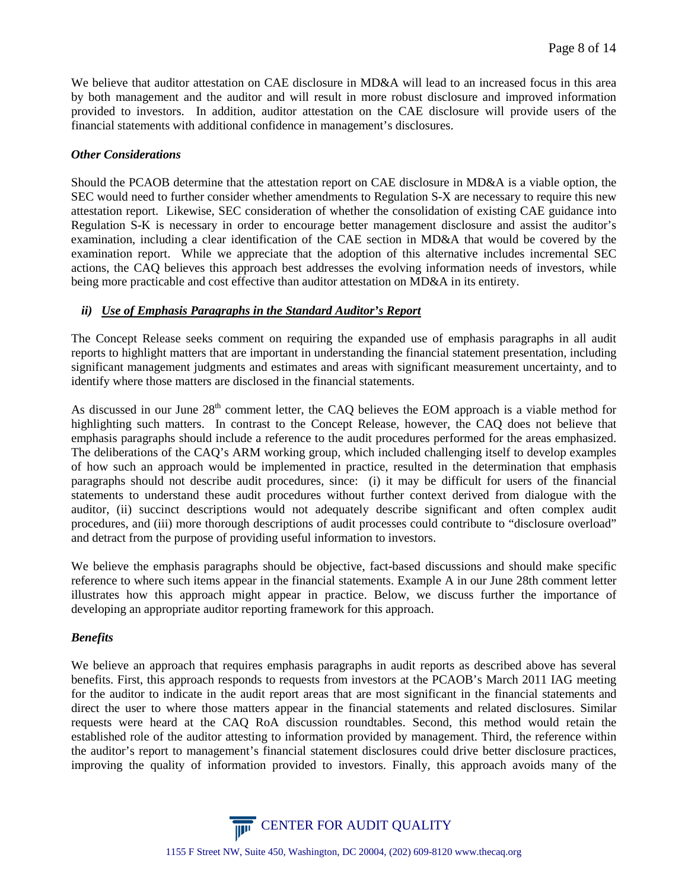We believe that auditor attestation on CAE disclosure in MD&A will lead to an increased focus in this area by both management and the auditor and will result in more robust disclosure and improved information provided to investors. In addition, auditor attestation on the CAE disclosure will provide users of the financial statements with additional confidence in management's disclosures.

***Other Considerations***

Should the PCAOB determine that the attestation report on CAE disclosure in MD&A is a viable option, the SEC would need to further consider whether amendments to Regulation S-X are necessary to require this new attestation report. Likewise, SEC consideration of whether the consolidation of existing CAE guidance into Regulation S-K is necessary in order to encourage better management disclosure and assist the auditor's examination, including a clear identification of the CAE section in MD&A that would be covered by the examination report. While we appreciate that the adoption of this alternative includes incremental SEC actions, the CAQ believes this approach best addresses the evolving information needs of investors, while being more practicable and cost effective than auditor attestation on MD&A in its entirety.

***ii) <u>Use of Emphasis Paragraphs in the Standard Auditor's Report</u>***

The Concept Release seeks comment on requiring the expanded use of emphasis paragraphs in all audit reports to highlight matters that are important in understanding the financial statement presentation, including significant management judgments and estimates and areas with significant measurement uncertainty, and to identify where those matters are disclosed in the financial statements.

As discussed in our June 28th comment letter, the CAQ believes the EOM approach is a viable method for highlighting such matters. In contrast to the Concept Release, however, the CAQ does not believe that emphasis paragraphs should include a reference to the audit procedures performed for the areas emphasized. The deliberations of the CAQ's ARM working group, which included challenging itself to develop examples of how such an approach would be implemented in practice, resulted in the determination that emphasis paragraphs should not describe audit procedures, since: (i) it may be difficult for users of the financial statements to understand these audit procedures without further context derived from dialogue with the auditor, (ii) succinct descriptions would not adequately describe significant and often complex audit procedures, and (iii) more thorough descriptions of audit processes could contribute to "disclosure overload" and detract from the purpose of providing useful information to investors.

We believe the emphasis paragraphs should be objective, fact-based discussions and should make specific reference to where such items appear in the financial statements. Example A in our June 28th comment letter illustrates how this approach might appear in practice. Below, we discuss further the importance of developing an appropriate auditor reporting framework for this approach.

***Benefits***

We believe an approach that requires emphasis paragraphs in audit reports as described above has several benefits. First, this approach responds to requests from investors at the PCAOB's March 2011 IAG meeting for the auditor to indicate in the audit report areas that are most significant in the financial statements and direct the user to where those matters appear in the financial statements and related disclosures. Similar requests were heard at the CAQ RoA discussion roundtables. Second, this method would retain the established role of the auditor attesting to information provided by management. Third, the reference within the auditor's report to management's financial statement disclosures could drive better disclosure practices, improving the quality of information provided to investors. Finally, this approach avoids many of the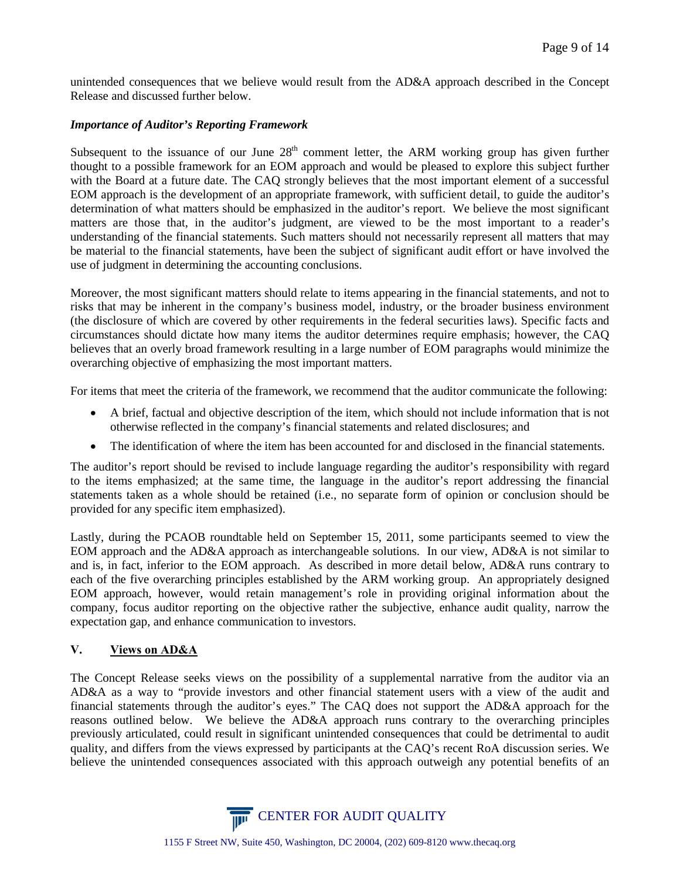unintended consequences that we believe would result from the AD&A approach described in the Concept Release and discussed further below.

### *Importance of Auditor's Reporting Framework*

Subsequent to the issuance of our June 28th comment letter, the ARM working group has given further thought to a possible framework for an EOM approach and would be pleased to explore this subject further with the Board at a future date. The CAQ strongly believes that the most important element of a successful EOM approach is the development of an appropriate framework, with sufficient detail, to guide the auditor's determination of what matters should be emphasized in the auditor's report. We believe the most significant matters are those that, in the auditor's judgment, are viewed to be the most important to a reader's understanding of the financial statements. Such matters should not necessarily represent all matters that may be material to the financial statements, have been the subject of significant audit effort or have involved the use of judgment in determining the accounting conclusions.

Moreover, the most significant matters should relate to items appearing in the financial statements, and not to risks that may be inherent in the company's business model, industry, or the broader business environment (the disclosure of which are covered by other requirements in the federal securities laws). Specific facts and circumstances should dictate how many items the auditor determines require emphasis; however, the CAQ believes that an overly broad framework resulting in a large number of EOM paragraphs would minimize the overarching objective of emphasizing the most important matters.

For items that meet the criteria of the framework, we recommend that the auditor communicate the following:

- A brief, factual and objective description of the item, which should not include information that is not otherwise reflected in the company's financial statements and related disclosures; and
- The identification of where the item has been accounted for and disclosed in the financial statements.

The auditor's report should be revised to include language regarding the auditor's responsibility with regard to the items emphasized; at the same time, the language in the auditor's report addressing the financial statements taken as a whole should be retained (i.e., no separate form of opinion or conclusion should be provided for any specific item emphasized).

Lastly, during the PCAOB roundtable held on September 15, 2011, some participants seemed to view the EOM approach and the AD&A approach as interchangeable solutions. In our view, AD&A is not similar to and is, in fact, inferior to the EOM approach. As described in more detail below, AD&A runs contrary to each of the five overarching principles established by the ARM working group. An appropriately designed EOM approach, however, would retain management's role in providing original information about the company, focus auditor reporting on the objective rather the subjective, enhance audit quality, narrow the expectation gap, and enhance communication to investors.

## V. Views on AD&A

The Concept Release seeks views on the possibility of a supplemental narrative from the auditor via an AD&A as a way to "provide investors and other financial statement users with a view of the audit and financial statements through the auditor's eyes." The CAQ does not support the AD&A approach for the reasons outlined below. We believe the AD&A approach runs contrary to the overarching principles previously articulated, could result in significant unintended consequences that could be detrimental to audit quality, and differs from the views expressed by participants at the CAQ's recent RoA discussion series. We believe the unintended consequences associated with this approach outweigh any potential benefits of an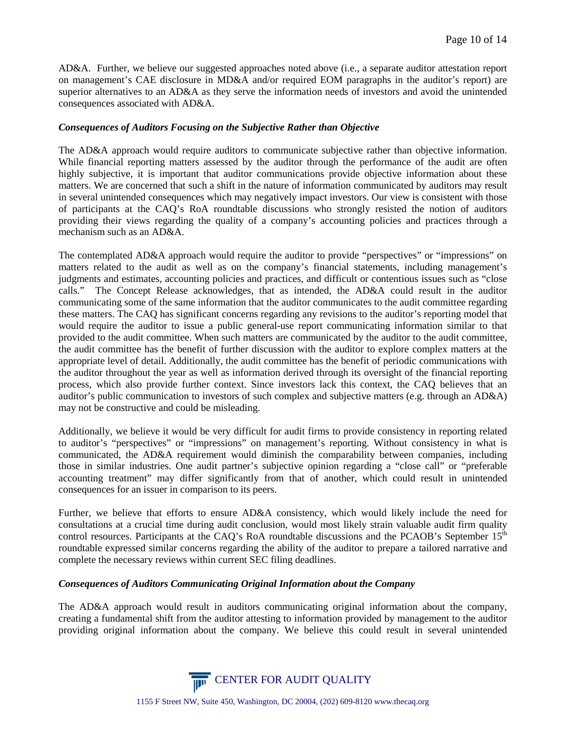AD&A. Further, we believe our suggested approaches noted above (i.e., a separate auditor attestation report on management's CAE disclosure in MD&A and/or required EOM paragraphs in the auditor's report) are superior alternatives to an AD&A as they serve the information needs of investors and avoid the unintended consequences associated with AD&A.

***Consequences of Auditors Focusing on the Subjective Rather than Objective***

The AD&A approach would require auditors to communicate subjective rather than objective information. While financial reporting matters assessed by the auditor through the performance of the audit are often highly subjective, it is important that auditor communications provide objective information about these matters. We are concerned that such a shift in the nature of information communicated by auditors may result in several unintended consequences which may negatively impact investors. Our view is consistent with those of participants at the CAQ's RoA roundtable discussions who strongly resisted the notion of auditors providing their views regarding the quality of a company's accounting policies and practices through a mechanism such as an AD&A.

The contemplated AD&A approach would require the auditor to provide "perspectives" or "impressions" on matters related to the audit as well as on the company's financial statements, including management's judgments and estimates, accounting policies and practices, and difficult or contentious issues such as "close calls." The Concept Release acknowledges, that as intended, the AD&A could result in the auditor communicating some of the same information that the auditor communicates to the audit committee regarding these matters. The CAQ has significant concerns regarding any revisions to the auditor's reporting model that would require the auditor to issue a public general-use report communicating information similar to that provided to the audit committee. When such matters are communicated by the auditor to the audit committee, the audit committee has the benefit of further discussion with the auditor to explore complex matters at the appropriate level of detail. Additionally, the audit committee has the benefit of periodic communications with the auditor throughout the year as well as information derived through its oversight of the financial reporting process, which also provide further context. Since investors lack this context, the CAQ believes that an auditor's public communication to investors of such complex and subjective matters (e.g. through an AD&A) may not be constructive and could be misleading.

Additionally, we believe it would be very difficult for audit firms to provide consistency in reporting related to auditor's "perspectives" or "impressions" on management's reporting. Without consistency in what is communicated, the AD&A requirement would diminish the comparability between companies, including those in similar industries. One audit partner's subjective opinion regarding a "close call" or "preferable accounting treatment" may differ significantly from that of another, which could result in unintended consequences for an issuer in comparison to its peers.

Further, we believe that efforts to ensure AD&A consistency, which would likely include the need for consultations at a crucial time during audit conclusion, would most likely strain valuable audit firm quality control resources. Participants at the CAQ's RoA roundtable discussions and the PCAOB's September 15th roundtable expressed similar concerns regarding the ability of the auditor to prepare a tailored narrative and complete the necessary reviews within current SEC filing deadlines.

***Consequences of Auditors Communicating Original Information about the Company***

The AD&A approach would result in auditors communicating original information about the company, creating a fundamental shift from the auditor attesting to information provided by management to the auditor providing original information about the company. We believe this could result in several unintended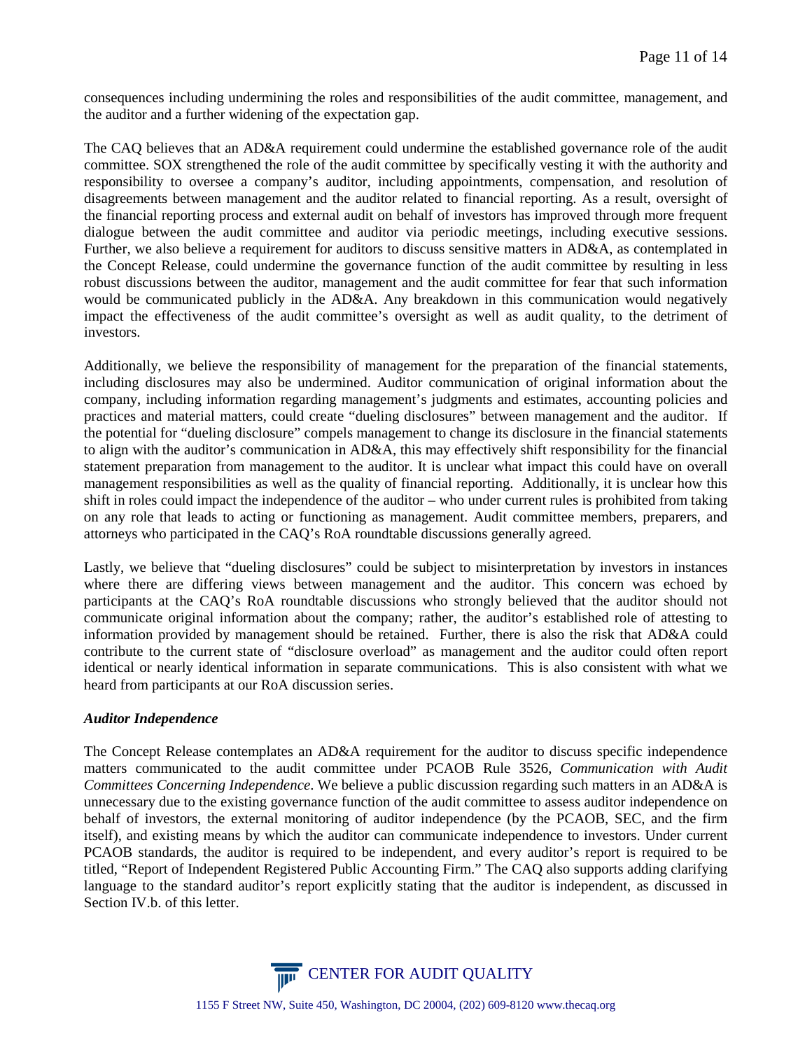consequences including undermining the roles and responsibilities of the audit committee, management, and the auditor and a further widening of the expectation gap.

The CAQ believes that an AD&A requirement could undermine the established governance role of the audit committee. SOX strengthened the role of the audit committee by specifically vesting it with the authority and responsibility to oversee a company's auditor, including appointments, compensation, and resolution of disagreements between management and the auditor related to financial reporting. As a result, oversight of the financial reporting process and external audit on behalf of investors has improved through more frequent dialogue between the audit committee and auditor via periodic meetings, including executive sessions. Further, we also believe a requirement for auditors to discuss sensitive matters in AD&A, as contemplated in the Concept Release, could undermine the governance function of the audit committee by resulting in less robust discussions between the auditor, management and the audit committee for fear that such information would be communicated publicly in the AD&A. Any breakdown in this communication would negatively impact the effectiveness of the audit committee's oversight as well as audit quality, to the detriment of investors.

Additionally, we believe the responsibility of management for the preparation of the financial statements, including disclosures may also be undermined. Auditor communication of original information about the company, including information regarding management's judgments and estimates, accounting policies and practices and material matters, could create "dueling disclosures" between management and the auditor. If the potential for "dueling disclosure" compels management to change its disclosure in the financial statements to align with the auditor's communication in AD&A, this may effectively shift responsibility for the financial statement preparation from management to the auditor. It is unclear what impact this could have on overall management responsibilities as well as the quality of financial reporting. Additionally, it is unclear how this shift in roles could impact the independence of the auditor – who under current rules is prohibited from taking on any role that leads to acting or functioning as management. Audit committee members, preparers, and attorneys who participated in the CAQ's RoA roundtable discussions generally agreed.

Lastly, we believe that "dueling disclosures" could be subject to misinterpretation by investors in instances where there are differing views between management and the auditor. This concern was echoed by participants at the CAQ's RoA roundtable discussions who strongly believed that the auditor should not communicate original information about the company; rather, the auditor's established role of attesting to information provided by management should be retained. Further, there is also the risk that AD&A could contribute to the current state of "disclosure overload" as management and the auditor could often report identical or nearly identical information in separate communications. This is also consistent with what we heard from participants at our RoA discussion series.

***Auditor Independence***

The Concept Release contemplates an AD&A requirement for the auditor to discuss specific independence matters communicated to the audit committee under PCAOB Rule 3526, *Communication with Audit Committees Concerning Independence*. We believe a public discussion regarding such matters in an AD&A is unnecessary due to the existing governance function of the audit committee to assess auditor independence on behalf of investors, the external monitoring of auditor independence (by the PCAOB, SEC, and the firm itself), and existing means by which the auditor can communicate independence to investors. Under current PCAOB standards, the auditor is required to be independent, and every auditor's report is required to be titled, "Report of Independent Registered Public Accounting Firm." The CAQ also supports adding clarifying language to the standard auditor's report explicitly stating that the auditor is independent, as discussed in Section IV.b. of this letter.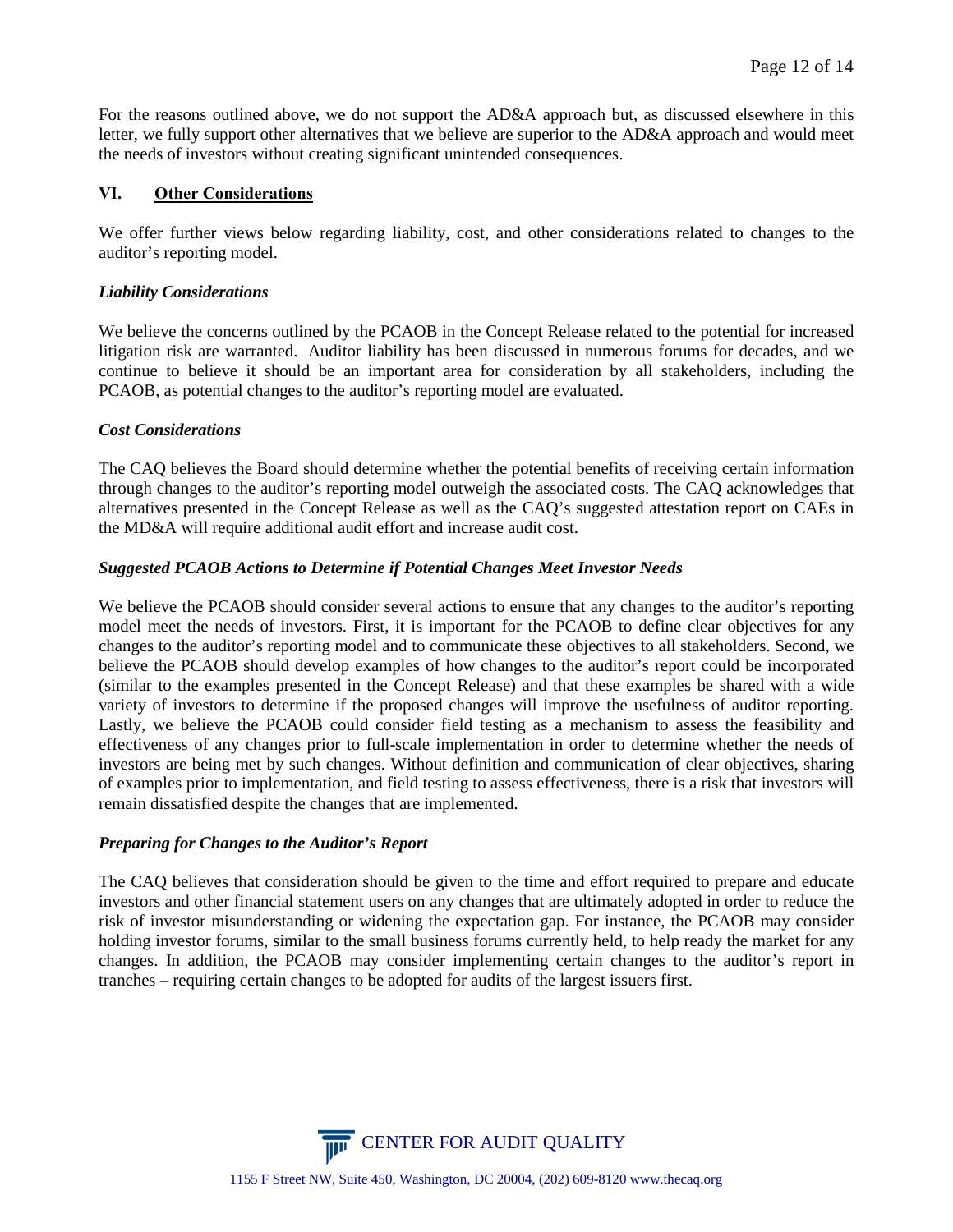For the reasons outlined above, we do not support the AD&A approach but, as discussed elsewhere in this letter, we fully support other alternatives that we believe are superior to the AD&A approach and would meet the needs of investors without creating significant unintended consequences.

## VI. Other Considerations

We offer further views below regarding liability, cost, and other considerations related to changes to the auditor's reporting model.

### *Liability Considerations*

We believe the concerns outlined by the PCAOB in the Concept Release related to the potential for increased litigation risk are warranted. Auditor liability has been discussed in numerous forums for decades, and we continue to believe it should be an important area for consideration by all stakeholders, including the PCAOB, as potential changes to the auditor's reporting model are evaluated.

### *Cost Considerations*

The CAQ believes the Board should determine whether the potential benefits of receiving certain information through changes to the auditor's reporting model outweigh the associated costs. The CAQ acknowledges that alternatives presented in the Concept Release as well as the CAQ's suggested attestation report on CAEs in the MD&A will require additional audit effort and increase audit cost.

### *Suggested PCAOB Actions to Determine if Potential Changes Meet Investor Needs*

We believe the PCAOB should consider several actions to ensure that any changes to the auditor's reporting model meet the needs of investors. First, it is important for the PCAOB to define clear objectives for any changes to the auditor's reporting model and to communicate these objectives to all stakeholders. Second, we believe the PCAOB should develop examples of how changes to the auditor's report could be incorporated (similar to the examples presented in the Concept Release) and that these examples be shared with a wide variety of investors to determine if the proposed changes will improve the usefulness of auditor reporting. Lastly, we believe the PCAOB could consider field testing as a mechanism to assess the feasibility and effectiveness of any changes prior to full-scale implementation in order to determine whether the needs of investors are being met by such changes. Without definition and communication of clear objectives, sharing of examples prior to implementation, and field testing to assess effectiveness, there is a risk that investors will remain dissatisfied despite the changes that are implemented.

### *Preparing for Changes to the Auditor's Report*

The CAQ believes that consideration should be given to the time and effort required to prepare and educate investors and other financial statement users on any changes that are ultimately adopted in order to reduce the risk of investor misunderstanding or widening the expectation gap. For instance, the PCAOB may consider holding investor forums, similar to the small business forums currently held, to help ready the market for any changes. In addition, the PCAOB may consider implementing certain changes to the auditor's report in tranches – requiring certain changes to be adopted for audits of the largest issuers first.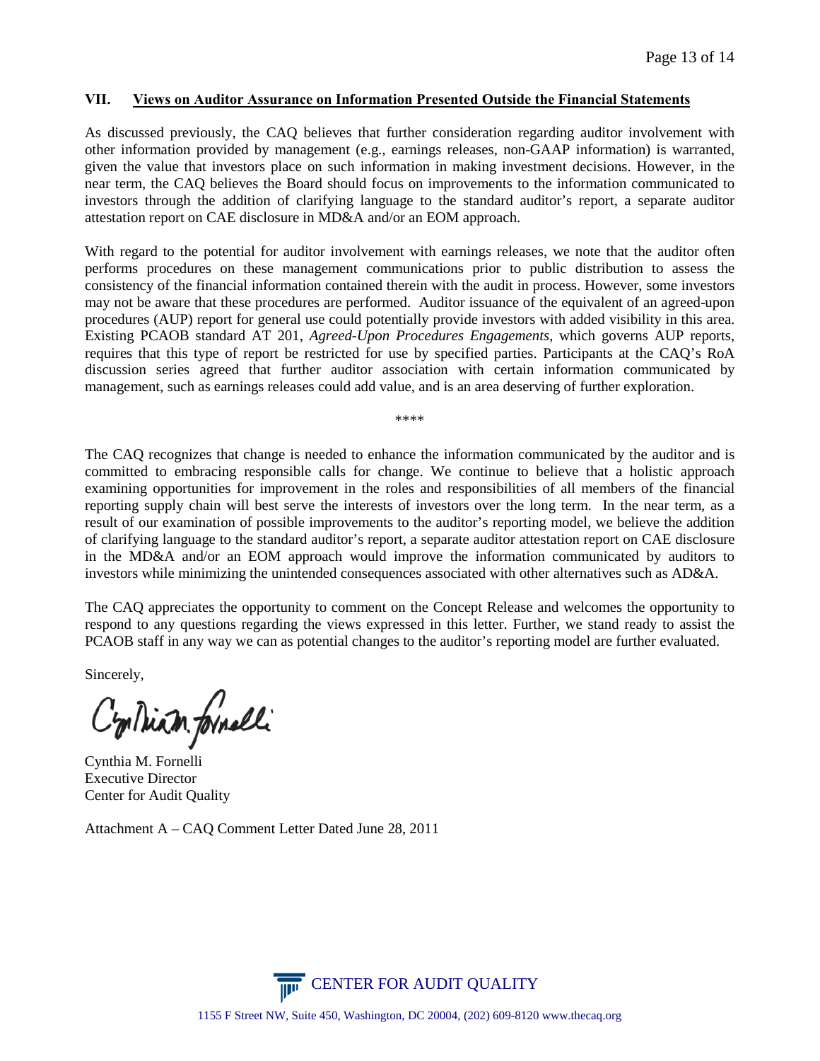## VII. Views on Auditor Assurance on Information Presented Outside the Financial Statements

As discussed previously, the CAQ believes that further consideration regarding auditor involvement with other information provided by management (e.g., earnings releases, non-GAAP information) is warranted, given the value that investors place on such information in making investment decisions. However, in the near term, the CAQ believes the Board should focus on improvements to the information communicated to investors through the addition of clarifying language to the standard auditor's report, a separate auditor attestation report on CAE disclosure in MD&A and/or an EOM approach.

With regard to the potential for auditor involvement with earnings releases, we note that the auditor often performs procedures on these management communications prior to public distribution to assess the consistency of the financial information contained therein with the audit in process. However, some investors may not be aware that these procedures are performed. Auditor issuance of the equivalent of an agreed-upon procedures (AUP) report for general use could potentially provide investors with added visibility in this area. Existing PCAOB standard AT 201, *Agreed-Upon Procedures Engagements*, which governs AUP reports, requires that this type of report be restricted for use by specified parties. Participants at the CAQ's RoA discussion series agreed that further auditor association with certain information communicated by management, such as earnings releases could add value, and is an area deserving of further exploration.

****

The CAQ recognizes that change is needed to enhance the information communicated by the auditor and is committed to embracing responsible calls for change. We continue to believe that a holistic approach examining opportunities for improvement in the roles and responsibilities of all members of the financial reporting supply chain will best serve the interests of investors over the long term. In the near term, as a result of our examination of possible improvements to the auditor's reporting model, we believe the addition of clarifying language to the standard auditor's report, a separate auditor attestation report on CAE disclosure in the MD&A and/or an EOM approach would improve the information communicated by auditors to investors while minimizing the unintended consequences associated with other alternatives such as AD&A.

The CAQ appreciates the opportunity to comment on the Concept Release and welcomes the opportunity to respond to any questions regarding the views expressed in this letter. Further, we stand ready to assist the PCAOB staff in any way we can as potential changes to the auditor's reporting model are further evaluated.

Sincerely,

Cynthia M. Fornelli
Executive Director
Center for Audit Quality

Attachment A – CAQ Comment Letter Dated June 28, 2011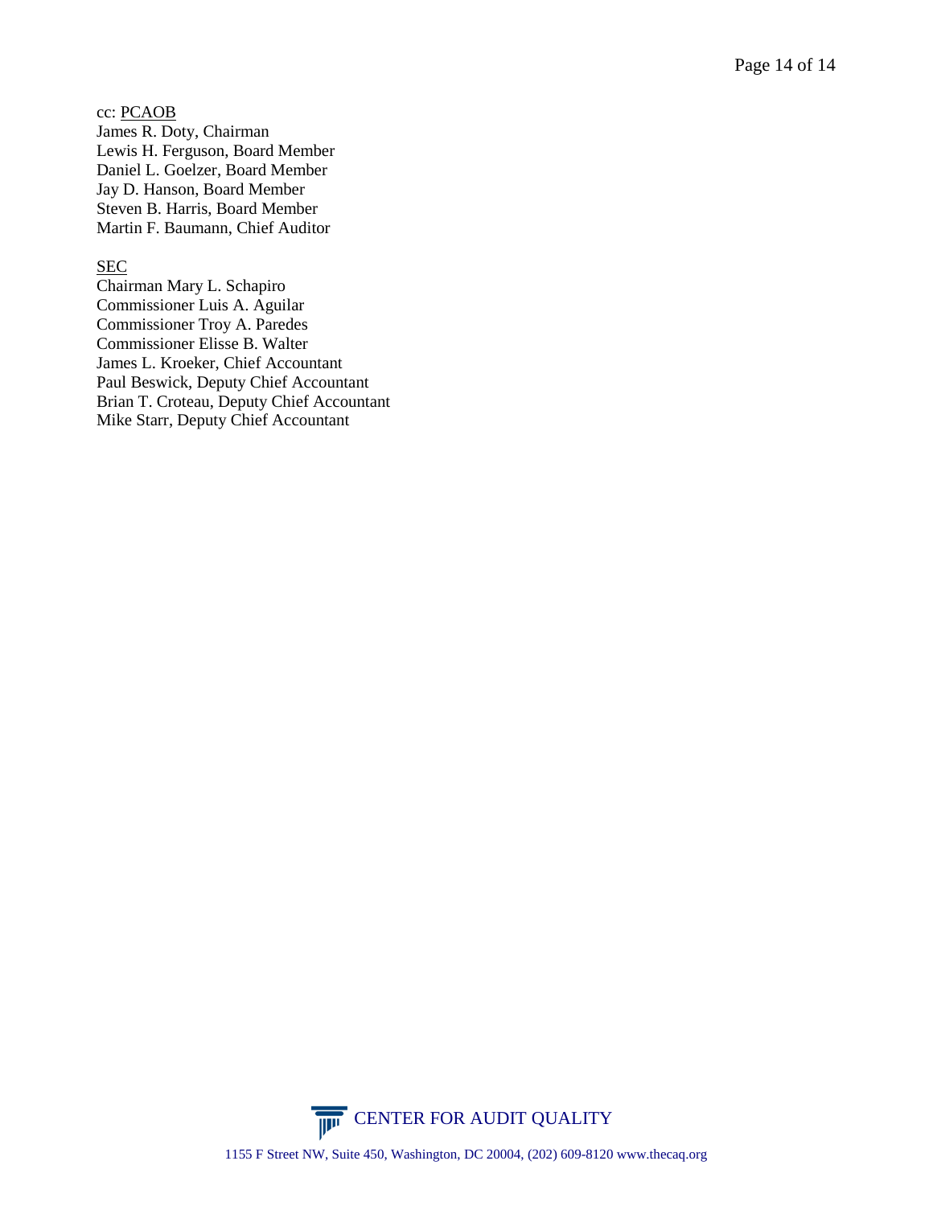cc: <u>PCAOB</u>
James R. Doty, Chairman
Lewis H. Ferguson, Board Member
Daniel L. Goelzer, Board Member
Jay D. Hanson, Board Member
Steven B. Harris, Board Member
Martin F. Baumann, Chief Auditor

<u>SEC</u>
Chairman Mary L. Schapiro
Commissioner Luis A. Aguilar
Commissioner Troy A. Paredes
Commissioner Elisse B. Walter
James L. Kroeker, Chief Accountant
Paul Beswick, Deputy Chief Accountant
Brian T. Croteau, Deputy Chief Accountant
Mike Starr, Deputy Chief Accountant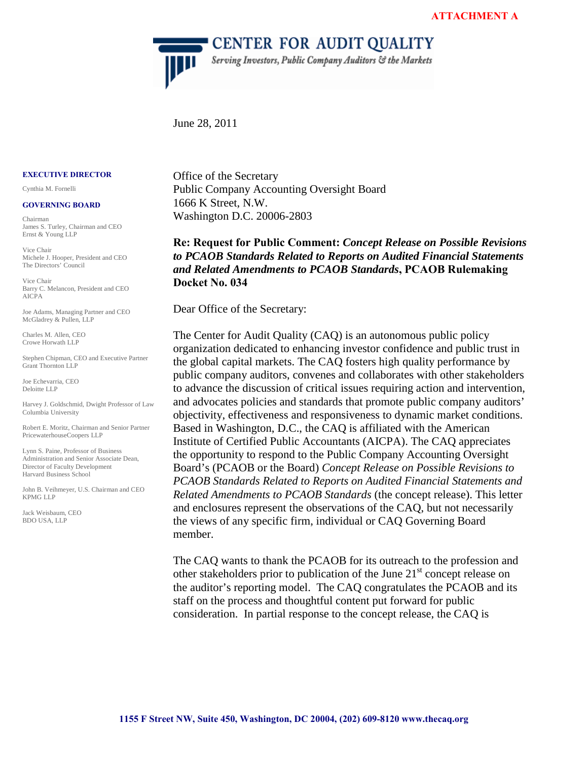**ATTACHMENT A**

**CENTER FOR AUDIT QUALITY**

*Serving Investors, Public Company Auditors & the Markets*

June 28, 2011

**EXECUTIVE DIRECTOR**

Cynthia M. Fornelli

**GOVERNING BOARD**

Chairman
James S. Turley, Chairman and CEO
Ernst & Young LLP

Vice Chair
Michele J. Hooper, President and CEO
The Directors' Council

Vice Chair
Barry C. Melancon, President and CEO
AICPA

Joe Adams, Managing Partner and CEO
McGladrey & Pullen, LLP

Charles M. Allen, CEO
Crowe Horwath LLP

Stephen Chipman, CEO and Executive Partner
Grant Thornton LLP

Joe Echevarria, CEO
Deloitte LLP

Harvey J. Goldschmid, Dwight Professor of Law
Columbia University

Robert E. Moritz, Chairman and Senior Partner
PricewaterhouseCoopers LLP

Lynn S. Paine, Professor of Business Administration and Senior Associate Dean, Director of Faculty Development
Harvard Business School

John B. Veihmeyer, U.S. Chairman and CEO
KPMG LLP

Jack Weisbaum, CEO
BDO USA, LLP

Office of the Secretary
Public Company Accounting Oversight Board
1666 K Street, N.W.
Washington D.C. 20006-2803

**Re: Request for Public Comment: *Concept Release on Possible Revisions to PCAOB Standards Related to Reports on Audited Financial Statements and Related Amendments to PCAOB Standards*, PCAOB Rulemaking Docket No. 034**

Dear Office of the Secretary:

The Center for Audit Quality (CAQ) is an autonomous public policy organization dedicated to enhancing investor confidence and public trust in the global capital markets. The CAQ fosters high quality performance by public company auditors, convenes and collaborates with other stakeholders to advance the discussion of critical issues requiring action and intervention, and advocates policies and standards that promote public company auditors' objectivity, effectiveness and responsiveness to dynamic market conditions. Based in Washington, D.C., the CAQ is affiliated with the American Institute of Certified Public Accountants (AICPA). The CAQ appreciates the opportunity to respond to the Public Company Accounting Oversight Board's (PCAOB or the Board) *Concept Release on Possible Revisions to PCAOB Standards Related to Reports on Audited Financial Statements and Related Amendments to PCAOB Standards* (the concept release). This letter and enclosures represent the observations of the CAQ, but not necessarily the views of any specific firm, individual or CAQ Governing Board member.

The CAQ wants to thank the PCAOB for its outreach to the profession and other stakeholders prior to publication of the June 21st concept release on the auditor's reporting model. The CAQ congratulates the PCAOB and its staff on the process and thoughtful content put forward for public consideration. In partial response to the concept release, the CAQ is

1155 F Street NW, Suite 450, Washington, DC 20004, (202) 609-8120 www.thecaq.org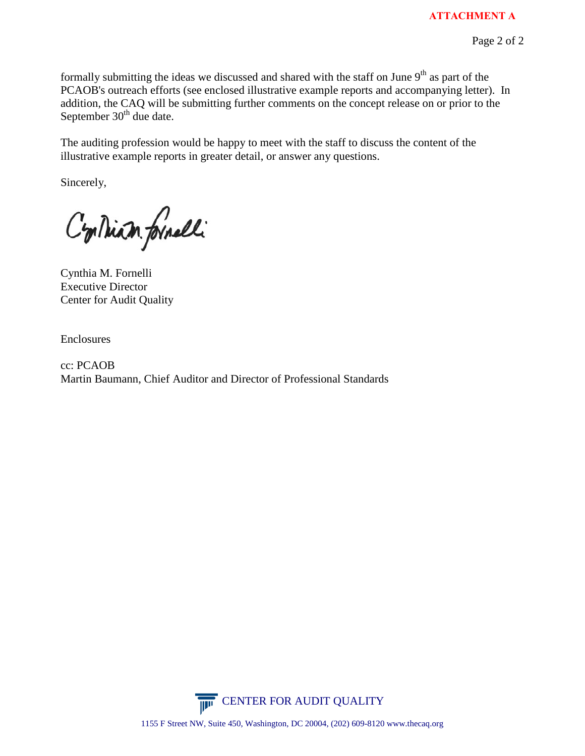**ATTACHMENT A**

formally submitting the ideas we discussed and shared with the staff on June 9th as part of the PCAOB's outreach efforts (see enclosed illustrative example reports and accompanying letter). In addition, the CAQ will be submitting further comments on the concept release on or prior to the September 30th due date.

The auditing profession would be happy to meet with the staff to discuss the content of the illustrative example reports in greater detail, or answer any questions.

Sincerely,

Cynthia M. Fornelli
Executive Director
Center for Audit Quality

Enclosures

cc: PCAOB
Martin Baumann, Chief Auditor and Director of Professional Standards

CENTER FOR AUDIT QUALITY

1155 F Street NW, Suite 450, Washington, DC 20004, (202) 609-8120 www.thecaq.org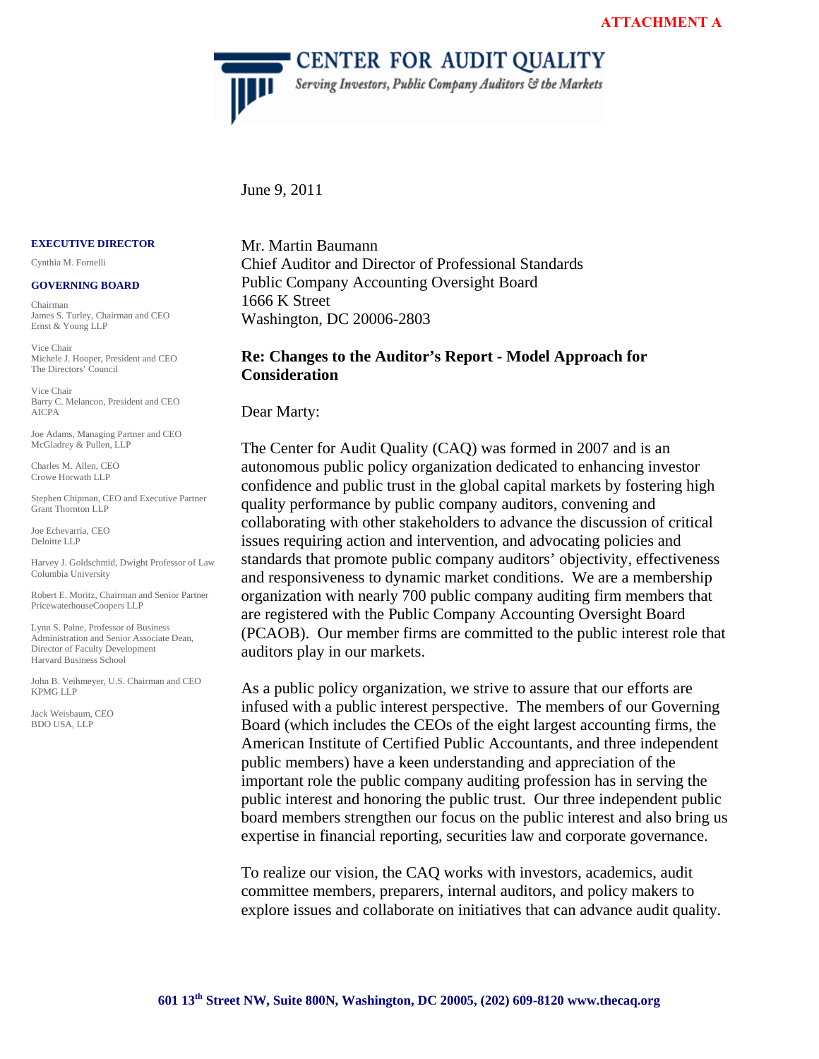**ATTACHMENT A**

# CENTER FOR AUDIT QUALITY

*Serving Investors, Public Company Auditors & the Markets*

June 9, 2011

**EXECUTIVE DIRECTOR**

Cynthia M. Fornelli

**GOVERNING BOARD**

Chairman
James S. Turley, Chairman and CEO
Ernst & Young LLP

Vice Chair
Michele J. Hooper, President and CEO
The Directors' Council

Vice Chair
Barry C. Melancon, President and CEO
AICPA

Joe Adams, Managing Partner and CEO
McGladrey & Pullen, LLP

Charles M. Allen, CEO
Crowe Horwath LLP

Stephen Chipman, CEO and Executive Partner
Grant Thornton LLP

Joe Echevarria, CEO
Deloitte LLP

Harvey J. Goldschmid, Dwight Professor of Law
Columbia University

Robert E. Moritz, Chairman and Senior Partner
PricewaterhouseCoopers LLP

Lynn S. Paine, Professor of Business Administration and Senior Associate Dean, Director of Faculty Development
Harvard Business School

John B. Veihmeyer, U.S. Chairman and CEO
KPMG LLP

Jack Weisbaum, CEO
BDO USA, LLP

Mr. Martin Baumann
Chief Auditor and Director of Professional Standards
Public Company Accounting Oversight Board
1666 K Street
Washington, DC 20006-2803

**Re: Changes to the Auditor's Report - Model Approach for Consideration**

Dear Marty:

The Center for Audit Quality (CAQ) was formed in 2007 and is an autonomous public policy organization dedicated to enhancing investor confidence and public trust in the global capital markets by fostering high quality performance by public company auditors, convening and collaborating with other stakeholders to advance the discussion of critical issues requiring action and intervention, and advocating policies and standards that promote public company auditors' objectivity, effectiveness and responsiveness to dynamic market conditions. We are a membership organization with nearly 700 public company auditing firm members that are registered with the Public Company Accounting Oversight Board (PCAOB). Our member firms are committed to the public interest role that auditors play in our markets.

As a public policy organization, we strive to assure that our efforts are infused with a public interest perspective. The members of our Governing Board (which includes the CEOs of the eight largest accounting firms, the American Institute of Certified Public Accountants, and three independent public members) have a keen understanding and appreciation of the important role the public company auditing profession has in serving the public interest and honoring the public trust. Our three independent public board members strengthen our focus on the public interest and also bring us expertise in financial reporting, securities law and corporate governance.

To realize our vision, the CAQ works with investors, academics, audit committee members, preparers, internal auditors, and policy makers to explore issues and collaborate on initiatives that can advance audit quality.

**601 13th Street NW, Suite 800N, Washington, DC 20005, (202) 609-8120 www.thecaq.org**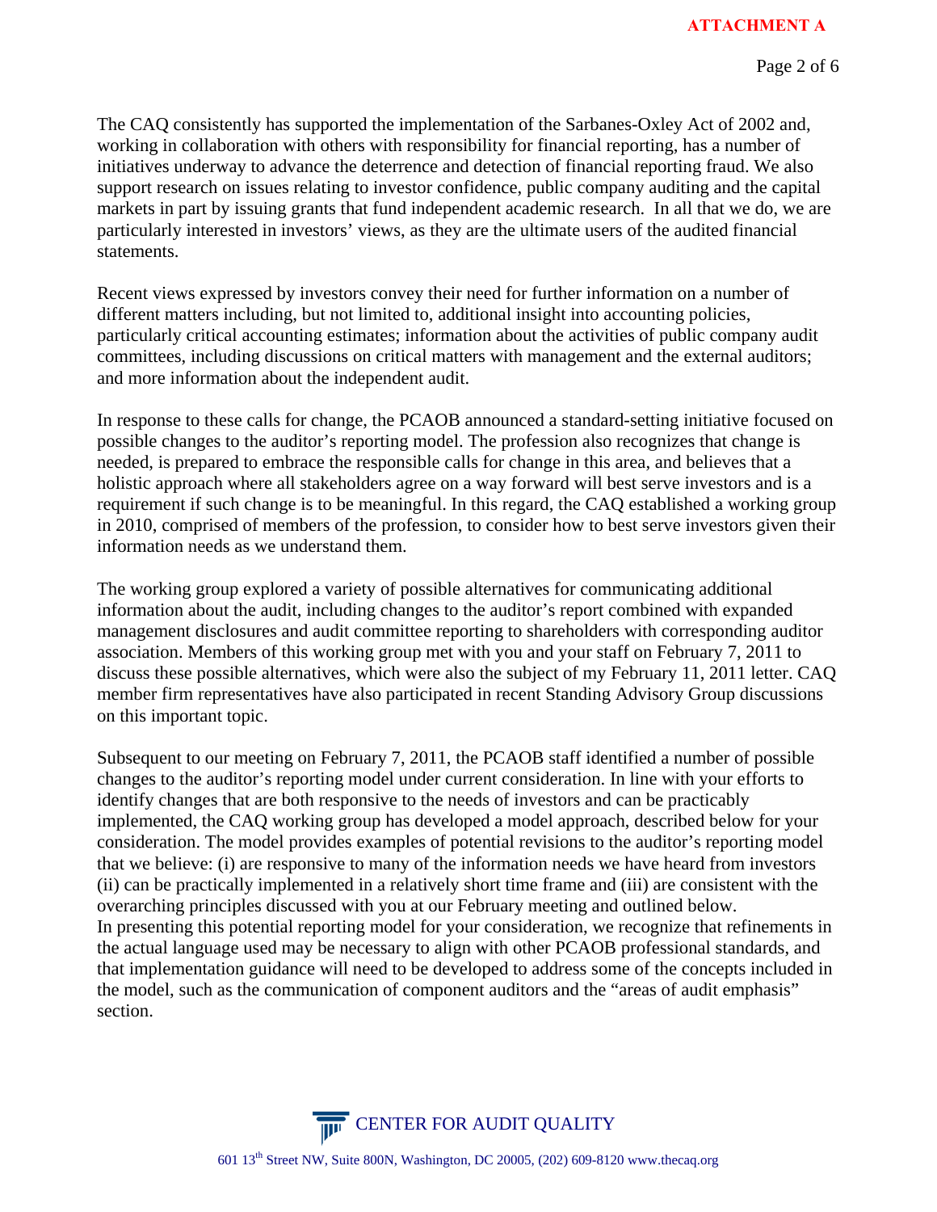The CAQ consistently has supported the implementation of the Sarbanes-Oxley Act of 2002 and, working in collaboration with others with responsibility for financial reporting, has a number of initiatives underway to advance the deterrence and detection of financial reporting fraud. We also support research on issues relating to investor confidence, public company auditing and the capital markets in part by issuing grants that fund independent academic research. In all that we do, we are particularly interested in investors' views, as they are the ultimate users of the audited financial statements.

Recent views expressed by investors convey their need for further information on a number of different matters including, but not limited to, additional insight into accounting policies, particularly critical accounting estimates; information about the activities of public company audit committees, including discussions on critical matters with management and the external auditors; and more information about the independent audit.

In response to these calls for change, the PCAOB announced a standard-setting initiative focused on possible changes to the auditor's reporting model. The profession also recognizes that change is needed, is prepared to embrace the responsible calls for change in this area, and believes that a holistic approach where all stakeholders agree on a way forward will best serve investors and is a requirement if such change is to be meaningful. In this regard, the CAQ established a working group in 2010, comprised of members of the profession, to consider how to best serve investors given their information needs as we understand them.

The working group explored a variety of possible alternatives for communicating additional information about the audit, including changes to the auditor's report combined with expanded management disclosures and audit committee reporting to shareholders with corresponding auditor association. Members of this working group met with you and your staff on February 7, 2011 to discuss these possible alternatives, which were also the subject of my February 11, 2011 letter. CAQ member firm representatives have also participated in recent Standing Advisory Group discussions on this important topic.

Subsequent to our meeting on February 7, 2011, the PCAOB staff identified a number of possible changes to the auditor's reporting model under current consideration. In line with your efforts to identify changes that are both responsive to the needs of investors and can be practicably implemented, the CAQ working group has developed a model approach, described below for your consideration. The model provides examples of potential revisions to the auditor's reporting model that we believe: (i) are responsive to many of the information needs we have heard from investors (ii) can be practically implemented in a relatively short time frame and (iii) are consistent with the overarching principles discussed with you at our February meeting and outlined below.

In presenting this potential reporting model for your consideration, we recognize that refinements in the actual language used may be necessary to align with other PCAOB professional standards, and that implementation guidance will need to be developed to address some of the concepts included in the model, such as the communication of component auditors and the "areas of audit emphasis" section.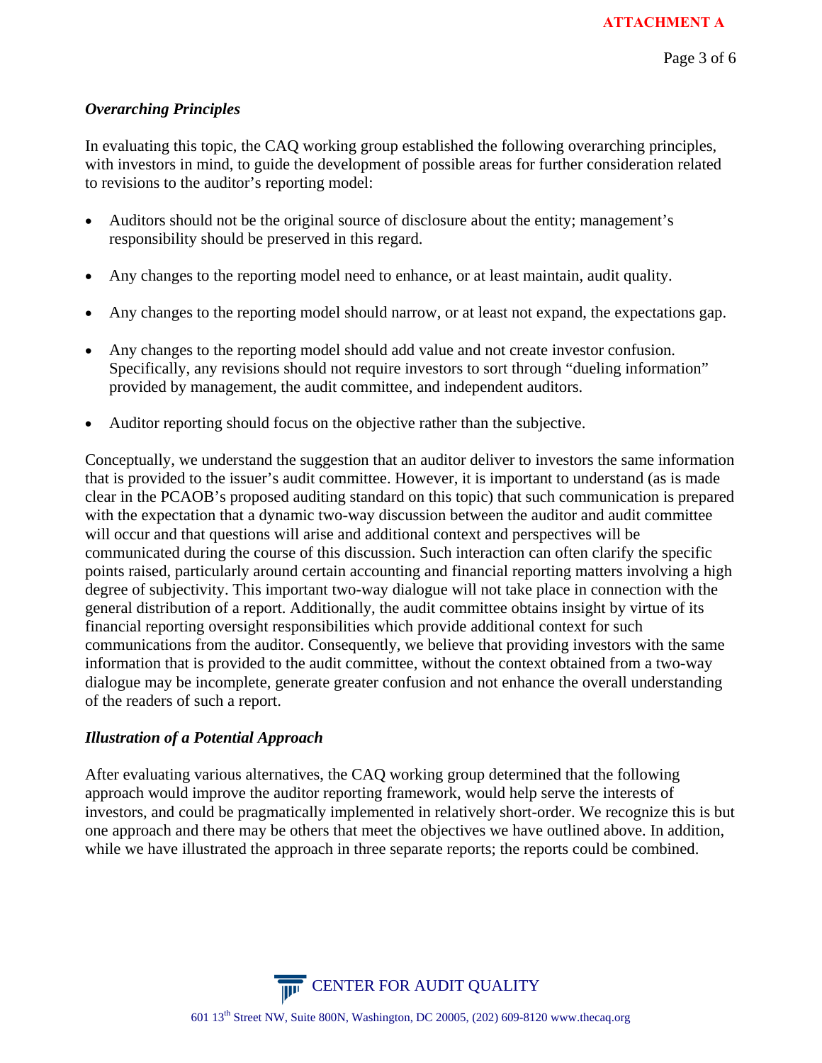### *Overarching Principles*

In evaluating this topic, the CAQ working group established the following overarching principles, with investors in mind, to guide the development of possible areas for further consideration related to revisions to the auditor's reporting model:

- Auditors should not be the original source of disclosure about the entity; management's responsibility should be preserved in this regard.
- Any changes to the reporting model need to enhance, or at least maintain, audit quality.
- Any changes to the reporting model should narrow, or at least not expand, the expectations gap.
- Any changes to the reporting model should add value and not create investor confusion. Specifically, any revisions should not require investors to sort through "dueling information" provided by management, the audit committee, and independent auditors.
- Auditor reporting should focus on the objective rather than the subjective.

Conceptually, we understand the suggestion that an auditor deliver to investors the same information that is provided to the issuer's audit committee. However, it is important to understand (as is made clear in the PCAOB's proposed auditing standard on this topic) that such communication is prepared with the expectation that a dynamic two-way discussion between the auditor and audit committee will occur and that questions will arise and additional context and perspectives will be communicated during the course of this discussion. Such interaction can often clarify the specific points raised, particularly around certain accounting and financial reporting matters involving a high degree of subjectivity. This important two-way dialogue will not take place in connection with the general distribution of a report. Additionally, the audit committee obtains insight by virtue of its financial reporting oversight responsibilities which provide additional context for such communications from the auditor. Consequently, we believe that providing investors with the same information that is provided to the audit committee, without the context obtained from a two-way dialogue may be incomplete, generate greater confusion and not enhance the overall understanding of the readers of such a report.

### *Illustration of a Potential Approach*

After evaluating various alternatives, the CAQ working group determined that the following approach would improve the auditor reporting framework, would help serve the interests of investors, and could be pragmatically implemented in relatively short-order. We recognize this is but one approach and there may be others that meet the objectives we have outlined above. In addition, while we have illustrated the approach in three separate reports; the reports could be combined.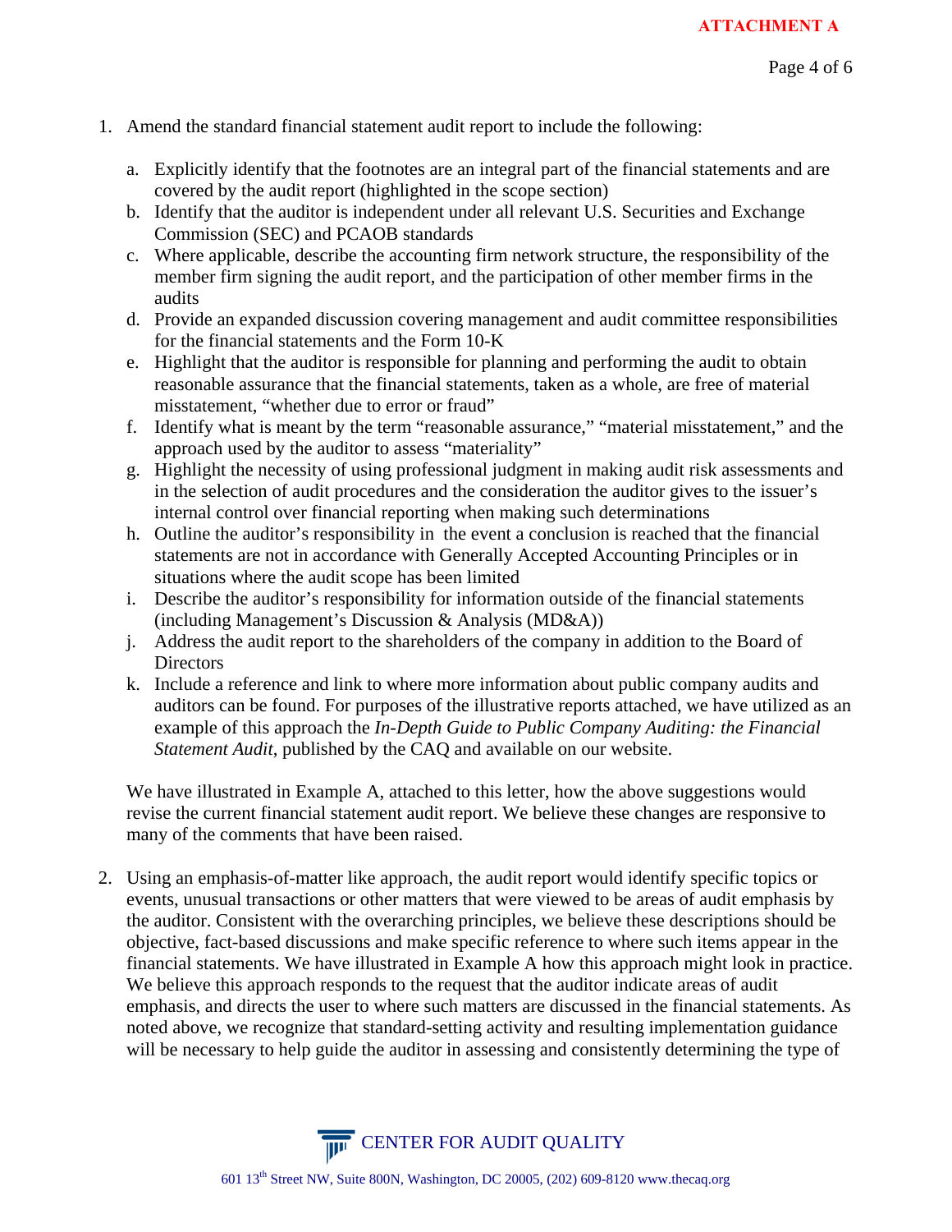1. Amend the standard financial statement audit report to include the following:

   a. Explicitly identify that the footnotes are an integral part of the financial statements and are covered by the audit report (highlighted in the scope section)
   b. Identify that the auditor is independent under all relevant U.S. Securities and Exchange Commission (SEC) and PCAOB standards
   c. Where applicable, describe the accounting firm network structure, the responsibility of the member firm signing the audit report, and the participation of other member firms in the audits
   d. Provide an expanded discussion covering management and audit committee responsibilities for the financial statements and the Form 10-K
   e. Highlight that the auditor is responsible for planning and performing the audit to obtain reasonable assurance that the financial statements, taken as a whole, are free of material misstatement, "whether due to error or fraud"
   f. Identify what is meant by the term "reasonable assurance," "material misstatement," and the approach used by the auditor to assess "materiality"
   g. Highlight the necessity of using professional judgment in making audit risk assessments and in the selection of audit procedures and the consideration the auditor gives to the issuer's internal control over financial reporting when making such determinations
   h. Outline the auditor's responsibility in the event a conclusion is reached that the financial statements are not in accordance with Generally Accepted Accounting Principles or in situations where the audit scope has been limited
   i. Describe the auditor's responsibility for information outside of the financial statements (including Management's Discussion & Analysis (MD&A))
   j. Address the audit report to the shareholders of the company in addition to the Board of Directors
   k. Include a reference and link to where more information about public company audits and auditors can be found. For purposes of the illustrative reports attached, we have utilized as an example of this approach the *In-Depth Guide to Public Company Auditing: the Financial Statement Audit*, published by the CAQ and available on our website.

   We have illustrated in Example A, attached to this letter, how the above suggestions would revise the current financial statement audit report. We believe these changes are responsive to many of the comments that have been raised.

2. Using an emphasis-of-matter like approach, the audit report would identify specific topics or events, unusual transactions or other matters that were viewed to be areas of audit emphasis by the auditor. Consistent with the overarching principles, we believe these descriptions should be objective, fact-based discussions and make specific reference to where such items appear in the financial statements. We have illustrated in Example A how this approach might look in practice. We believe this approach responds to the request that the auditor indicate areas of audit emphasis, and directs the user to where such matters are discussed in the financial statements. As noted above, we recognize that standard-setting activity and resulting implementation guidance will be necessary to help guide the auditor in assessing and consistently determining the type of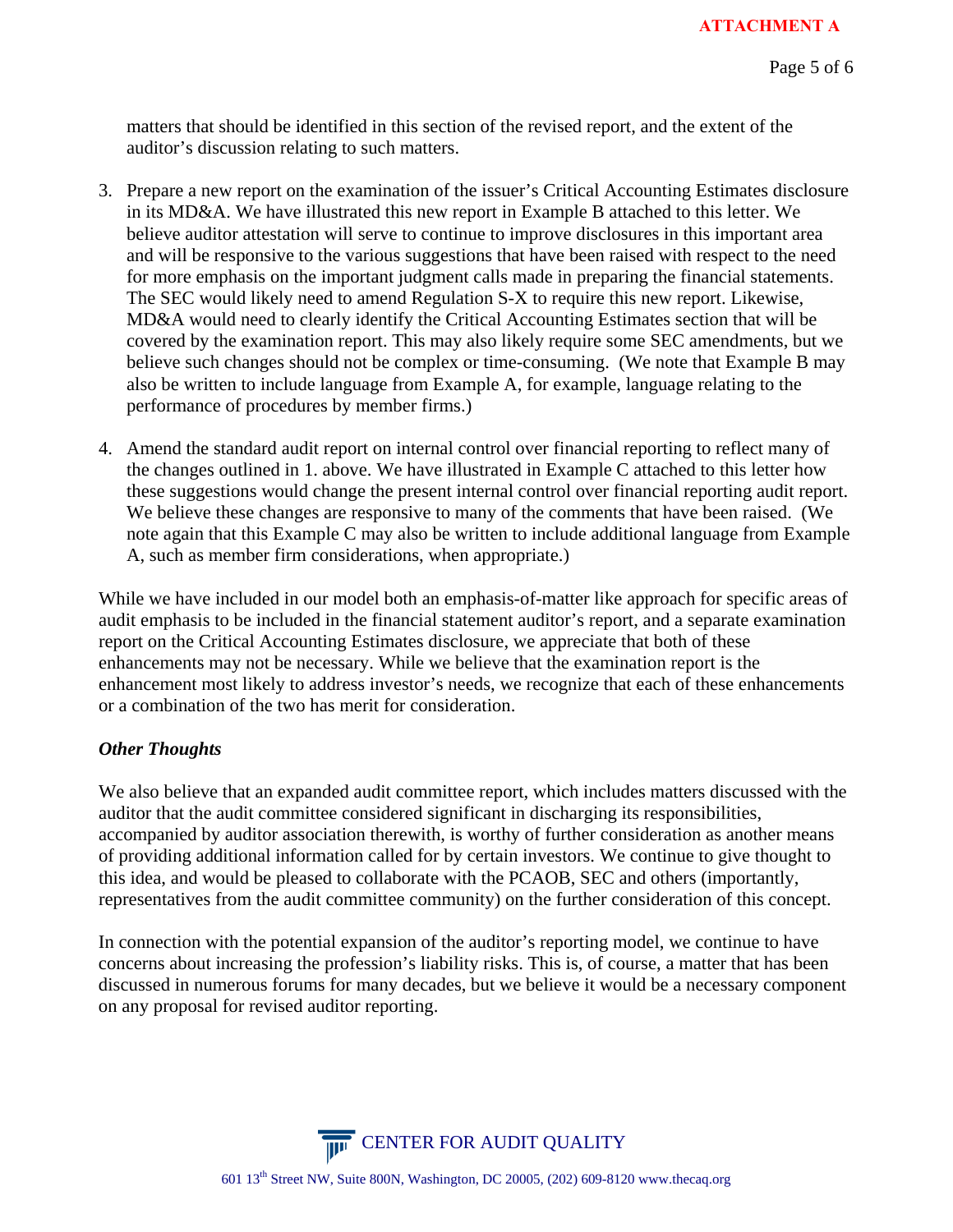matters that should be identified in this section of the revised report, and the extent of the auditor's discussion relating to such matters.

3. Prepare a new report on the examination of the issuer's Critical Accounting Estimates disclosure in its MD&A. We have illustrated this new report in Example B attached to this letter. We believe auditor attestation will serve to continue to improve disclosures in this important area and will be responsive to the various suggestions that have been raised with respect to the need for more emphasis on the important judgment calls made in preparing the financial statements. The SEC would likely need to amend Regulation S-X to require this new report. Likewise, MD&A would need to clearly identify the Critical Accounting Estimates section that will be covered by the examination report. This may also likely require some SEC amendments, but we believe such changes should not be complex or time-consuming. (We note that Example B may also be written to include language from Example A, for example, language relating to the performance of procedures by member firms.)

4. Amend the standard audit report on internal control over financial reporting to reflect many of the changes outlined in 1. above. We have illustrated in Example C attached to this letter how these suggestions would change the present internal control over financial reporting audit report. We believe these changes are responsive to many of the comments that have been raised. (We note again that this Example C may also be written to include additional language from Example A, such as member firm considerations, when appropriate.)

While we have included in our model both an emphasis-of-matter like approach for specific areas of audit emphasis to be included in the financial statement auditor's report, and a separate examination report on the Critical Accounting Estimates disclosure, we appreciate that both of these enhancements may not be necessary. While we believe that the examination report is the enhancement most likely to address investor's needs, we recognize that each of these enhancements or a combination of the two has merit for consideration.

### *Other Thoughts*

We also believe that an expanded audit committee report, which includes matters discussed with the auditor that the audit committee considered significant in discharging its responsibilities, accompanied by auditor association therewith, is worthy of further consideration as another means of providing additional information called for by certain investors. We continue to give thought to this idea, and would be pleased to collaborate with the PCAOB, SEC and others (importantly, representatives from the audit committee community) on the further consideration of this concept.

In connection with the potential expansion of the auditor's reporting model, we continue to have concerns about increasing the profession's liability risks. This is, of course, a matter that has been discussed in numerous forums for many decades, but we believe it would be a necessary component on any proposal for revised auditor reporting.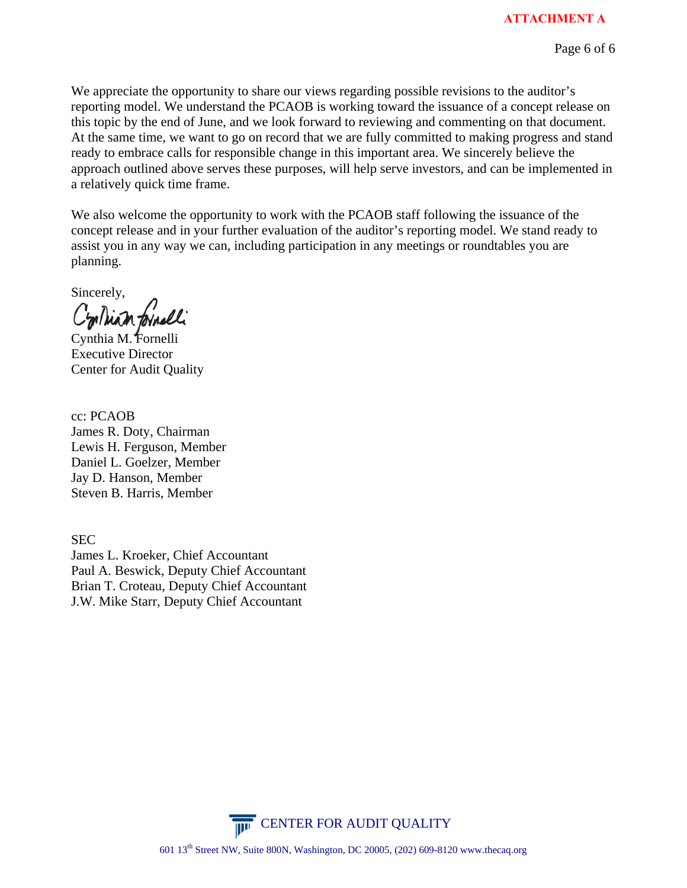**ATTACHMENT A**

We appreciate the opportunity to share our views regarding possible revisions to the auditor's reporting model. We understand the PCAOB is working toward the issuance of a concept release on this topic by the end of June, and we look forward to reviewing and commenting on that document. At the same time, we want to go on record that we are fully committed to making progress and stand ready to embrace calls for responsible change in this important area. We sincerely believe the approach outlined above serves these purposes, will help serve investors, and can be implemented in a relatively quick time frame.

We also welcome the opportunity to work with the PCAOB staff following the issuance of the concept release and in your further evaluation of the auditor's reporting model. We stand ready to assist you in any way we can, including participation in any meetings or roundtables you are planning.

Sincerely,

Cynthia M. Fornelli
Executive Director
Center for Audit Quality

cc: PCAOB
James R. Doty, Chairman
Lewis H. Ferguson, Member
Daniel L. Goelzer, Member
Jay D. Hanson, Member
Steven B. Harris, Member

SEC
James L. Kroeker, Chief Accountant
Paul A. Beswick, Deputy Chief Accountant
Brian T. Croteau, Deputy Chief Accountant
J.W. Mike Starr, Deputy Chief Accountant

CENTER FOR AUDIT QUALITY

601 13th Street NW, Suite 800N, Washington, DC 20005, (202) 609-8120 www.thecaq.org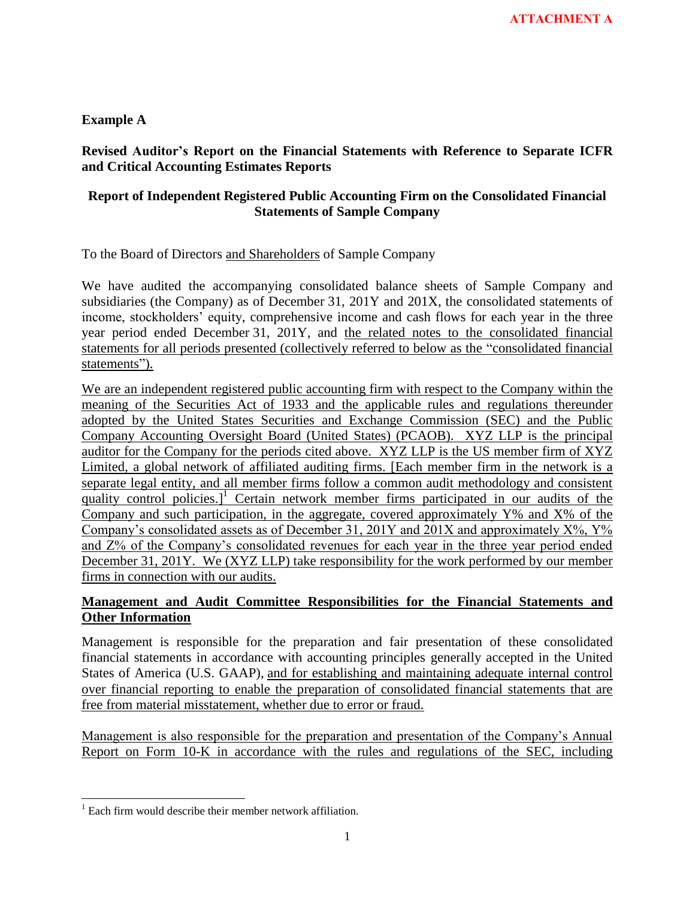**ATTACHMENT A**

**Example A**

**Revised Auditor's Report on the Financial Statements with Reference to Separate ICFR and Critical Accounting Estimates Reports**

**Report of Independent Registered Public Accounting Firm on the Consolidated Financial Statements of Sample Company**

To the Board of Directors and Shareholders of Sample Company

We have audited the accompanying consolidated balance sheets of Sample Company and subsidiaries (the Company) as of December 31, 201Y and 201X, the consolidated statements of income, stockholders' equity, comprehensive income and cash flows for each year in the three year period ended December 31, 201Y, and the related notes to the consolidated financial statements for all periods presented (collectively referred to below as the "consolidated financial statements").

We are an independent registered public accounting firm with respect to the Company within the meaning of the Securities Act of 1933 and the applicable rules and regulations thereunder adopted by the United States Securities and Exchange Commission (SEC) and the Public Company Accounting Oversight Board (United States) (PCAOB). XYZ LLP is the principal auditor for the Company for the periods cited above. XYZ LLP is the US member firm of XYZ Limited, a global network of affiliated auditing firms. [Each member firm in the network is a separate legal entity, and all member firms follow a common audit methodology and consistent quality control policies.][1] Certain network member firms participated in our audits of the Company and such participation, in the aggregate, covered approximately Y% and X% of the Company's consolidated assets as of December 31, 201Y and 201X and approximately X%, Y% and Z% of the Company's consolidated revenues for each year in the three year period ended December 31, 201Y. We (XYZ LLP) take responsibility for the work performed by our member firms in connection with our audits.

**Management and Audit Committee Responsibilities for the Financial Statements and Other Information**

Management is responsible for the preparation and fair presentation of these consolidated financial statements in accordance with accounting principles generally accepted in the United States of America (U.S. GAAP), and for establishing and maintaining adequate internal control over financial reporting to enable the preparation of consolidated financial statements that are free from material misstatement, whether due to error or fraud.

Management is also responsible for the preparation and presentation of the Company's Annual Report on Form 10-K in accordance with the rules and regulations of the SEC, including

[1] Each firm would describe their member network affiliation.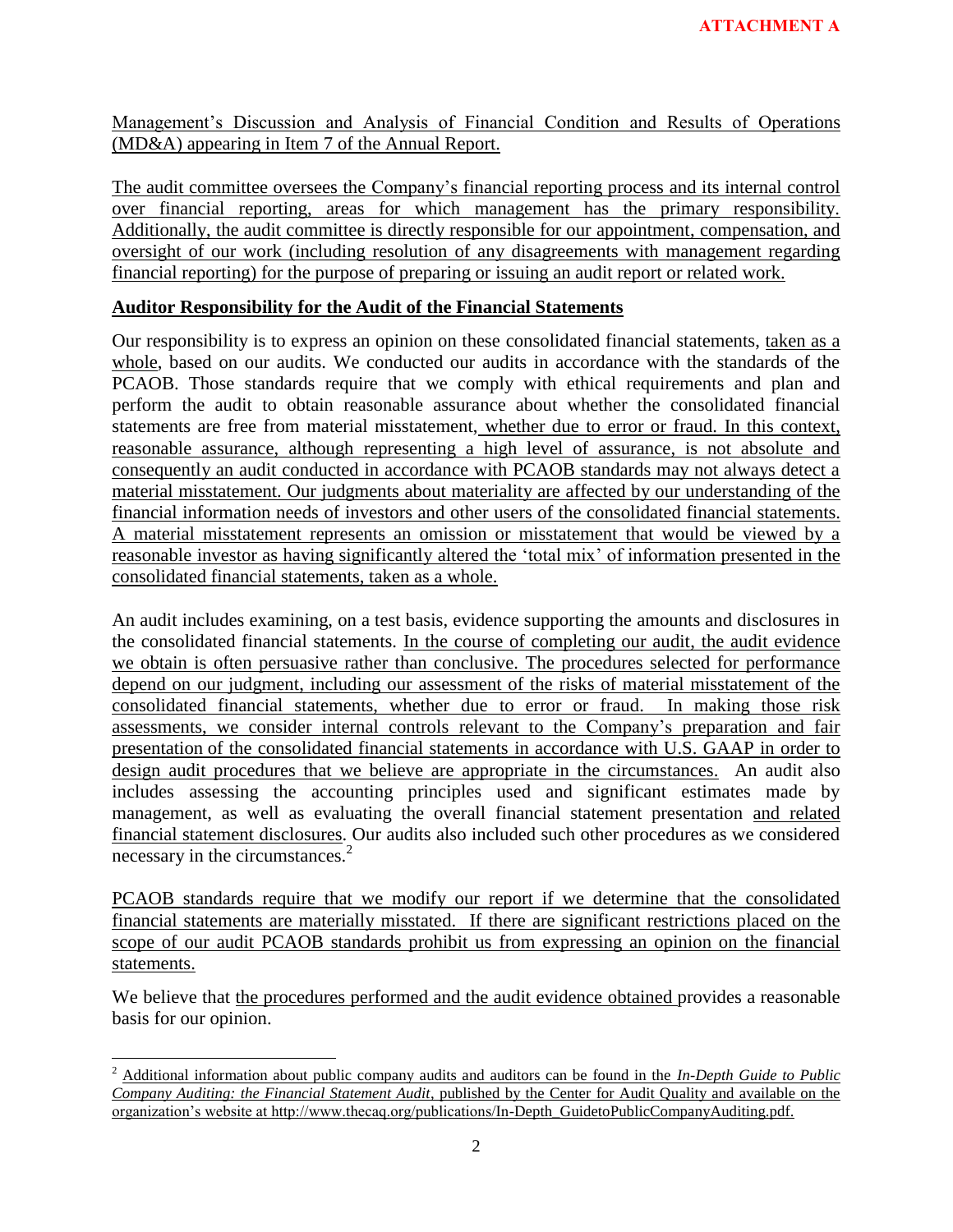**ATTACHMENT A**

Management's Discussion and Analysis of Financial Condition and Results of Operations (MD&A) appearing in Item 7 of the Annual Report.

The audit committee oversees the Company's financial reporting process and its internal control over financial reporting, areas for which management has the primary responsibility. Additionally, the audit committee is directly responsible for our appointment, compensation, and oversight of our work (including resolution of any disagreements with management regarding financial reporting) for the purpose of preparing or issuing an audit report or related work.

**Auditor Responsibility for the Audit of the Financial Statements**

Our responsibility is to express an opinion on these consolidated financial statements, taken as a whole, based on our audits. We conducted our audits in accordance with the standards of the PCAOB. Those standards require that we comply with ethical requirements and plan and perform the audit to obtain reasonable assurance about whether the consolidated financial statements are free from material misstatement, whether due to error or fraud. In this context, reasonable assurance, although representing a high level of assurance, is not absolute and consequently an audit conducted in accordance with PCAOB standards may not always detect a material misstatement. Our judgments about materiality are affected by our understanding of the financial information needs of investors and other users of the consolidated financial statements. A material misstatement represents an omission or misstatement that would be viewed by a reasonable investor as having significantly altered the 'total mix' of information presented in the consolidated financial statements, taken as a whole.

An audit includes examining, on a test basis, evidence supporting the amounts and disclosures in the consolidated financial statements. In the course of completing our audit, the audit evidence we obtain is often persuasive rather than conclusive. The procedures selected for performance depend on our judgment, including our assessment of the risks of material misstatement of the consolidated financial statements, whether due to error or fraud. In making those risk assessments, we consider internal controls relevant to the Company's preparation and fair presentation of the consolidated financial statements in accordance with U.S. GAAP in order to design audit procedures that we believe are appropriate in the circumstances. An audit also includes assessing the accounting principles used and significant estimates made by management, as well as evaluating the overall financial statement presentation and related financial statement disclosures. Our audits also included such other procedures as we considered necessary in the circumstances.[2]

PCAOB standards require that we modify our report if we determine that the consolidated financial statements are materially misstated. If there are significant restrictions placed on the scope of our audit PCAOB standards prohibit us from expressing an opinion on the financial statements.

We believe that the procedures performed and the audit evidence obtained provides a reasonable basis for our opinion.

---

[2] Additional information about public company audits and auditors can be found in the *In-Depth Guide to Public Company Auditing: the Financial Statement Audit*, published by the Center for Audit Quality and available on the organization's website at http://www.thecaq.org/publications/In-Depth_GuidetoPublicCompanyAuditing.pdf.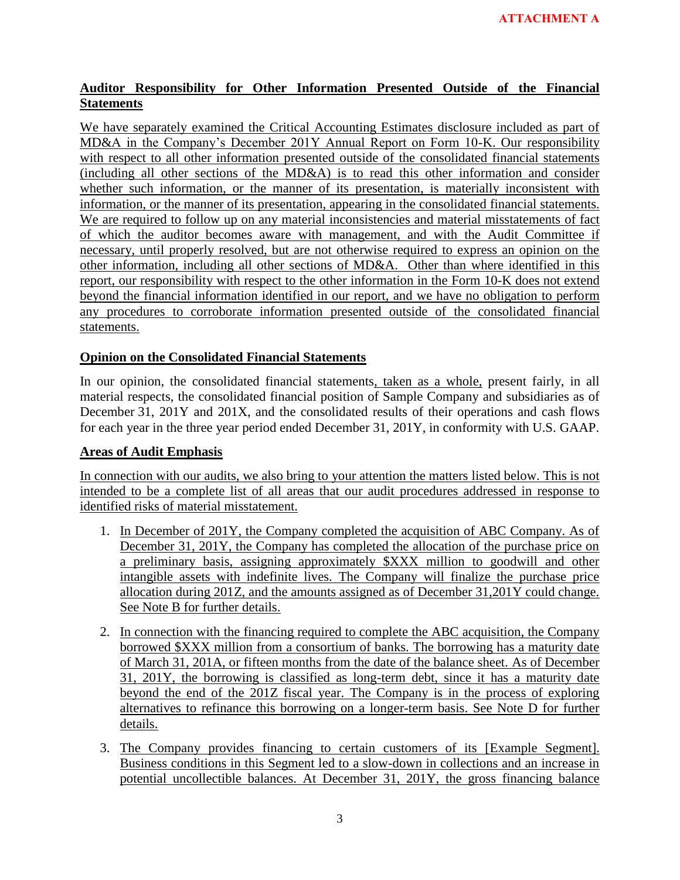**ATTACHMENT A**

## Auditor Responsibility for Other Information Presented Outside of the Financial Statements

We have separately examined the Critical Accounting Estimates disclosure included as part of MD&A in the Company's December 201Y Annual Report on Form 10-K. Our responsibility with respect to all other information presented outside of the consolidated financial statements (including all other sections of the MD&A) is to read this other information and consider whether such information, or the manner of its presentation, is materially inconsistent with information, or the manner of its presentation, appearing in the consolidated financial statements. We are required to follow up on any material inconsistencies and material misstatements of fact of which the auditor becomes aware with management, and with the Audit Committee if necessary, until properly resolved, but are not otherwise required to express an opinion on the other information, including all other sections of MD&A. Other than where identified in this report, our responsibility with respect to the other information in the Form 10-K does not extend beyond the financial information identified in our report, and we have no obligation to perform any procedures to corroborate information presented outside of the consolidated financial statements.

## Opinion on the Consolidated Financial Statements

In our opinion, the consolidated financial statements, taken as a whole, present fairly, in all material respects, the consolidated financial position of Sample Company and subsidiaries as of December 31, 201Y and 201X, and the consolidated results of their operations and cash flows for each year in the three year period ended December 31, 201Y, in conformity with U.S. GAAP.

## Areas of Audit Emphasis

In connection with our audits, we also bring to your attention the matters listed below. This is not intended to be a complete list of all areas that our audit procedures addressed in response to identified risks of material misstatement.

1. In December of 201Y, the Company completed the acquisition of ABC Company. As of December 31, 201Y, the Company has completed the allocation of the purchase price on a preliminary basis, assigning approximately $XXX million to goodwill and other intangible assets with indefinite lives. The Company will finalize the purchase price allocation during 201Z, and the amounts assigned as of December 31,201Y could change. See Note B for further details.

2. In connection with the financing required to complete the ABC acquisition, the Company borrowed $XXX million from a consortium of banks. The borrowing has a maturity date of March 31, 201A, or fifteen months from the date of the balance sheet. As of December 31, 201Y, the borrowing is classified as long-term debt, since it has a maturity date beyond the end of the 201Z fiscal year. The Company is in the process of exploring alternatives to refinance this borrowing on a longer-term basis. See Note D for further details.

3. The Company provides financing to certain customers of its [Example Segment]. Business conditions in this Segment led to a slow-down in collections and an increase in potential uncollectible balances. At December 31, 201Y, the gross financing balance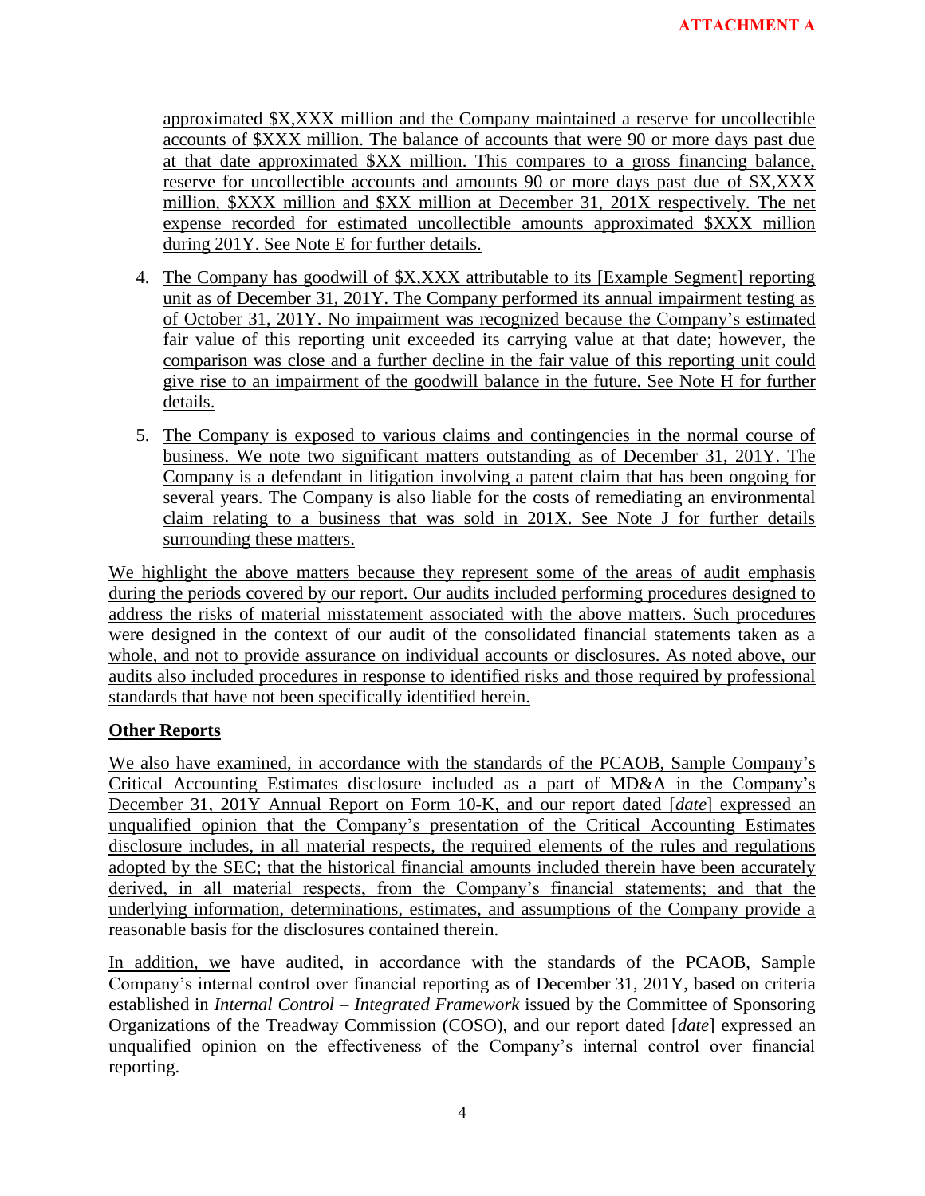**ATTACHMENT A**

approximated $X,XXX million and the Company maintained a reserve for uncollectible accounts of $XXX million. The balance of accounts that were 90 or more days past due at that date approximated $XX million. This compares to a gross financing balance, reserve for uncollectible accounts and amounts 90 or more days past due of $X,XXX million, $XXX million and $XX million at December 31, 201X respectively. The net expense recorded for estimated uncollectible amounts approximated $XXX million during 201Y. See Note E for further details.

4. The Company has goodwill of $X,XXX attributable to its [Example Segment] reporting unit as of December 31, 201Y. The Company performed its annual impairment testing as of October 31, 201Y. No impairment was recognized because the Company's estimated fair value of this reporting unit exceeded its carrying value at that date; however, the comparison was close and a further decline in the fair value of this reporting unit could give rise to an impairment of the goodwill balance in the future. See Note H for further details.

5. The Company is exposed to various claims and contingencies in the normal course of business. We note two significant matters outstanding as of December 31, 201Y. The Company is a defendant in litigation involving a patent claim that has been ongoing for several years. The Company is also liable for the costs of remediating an environmental claim relating to a business that was sold in 201X. See Note J for further details surrounding these matters.

We highlight the above matters because they represent some of the areas of audit emphasis during the periods covered by our report. Our audits included performing procedures designed to address the risks of material misstatement associated with the above matters. Such procedures were designed in the context of our audit of the consolidated financial statements taken as a whole, and not to provide assurance on individual accounts or disclosures. As noted above, our audits also included procedures in response to identified risks and those required by professional standards that have not been specifically identified herein.

**Other Reports**

We also have examined, in accordance with the standards of the PCAOB, Sample Company's Critical Accounting Estimates disclosure included as a part of MD&A in the Company's December 31, 201Y Annual Report on Form 10-K, and our report dated [*date*] expressed an unqualified opinion that the Company's presentation of the Critical Accounting Estimates disclosure includes, in all material respects, the required elements of the rules and regulations adopted by the SEC; that the historical financial amounts included therein have been accurately derived, in all material respects, from the Company's financial statements; and that the underlying information, determinations, estimates, and assumptions of the Company provide a reasonable basis for the disclosures contained therein.

In addition, we have audited, in accordance with the standards of the PCAOB, Sample Company's internal control over financial reporting as of December 31, 201Y, based on criteria established in *Internal Control – Integrated Framework* issued by the Committee of Sponsoring Organizations of the Treadway Commission (COSO), and our report dated [*date*] expressed an unqualified opinion on the effectiveness of the Company's internal control over financial reporting.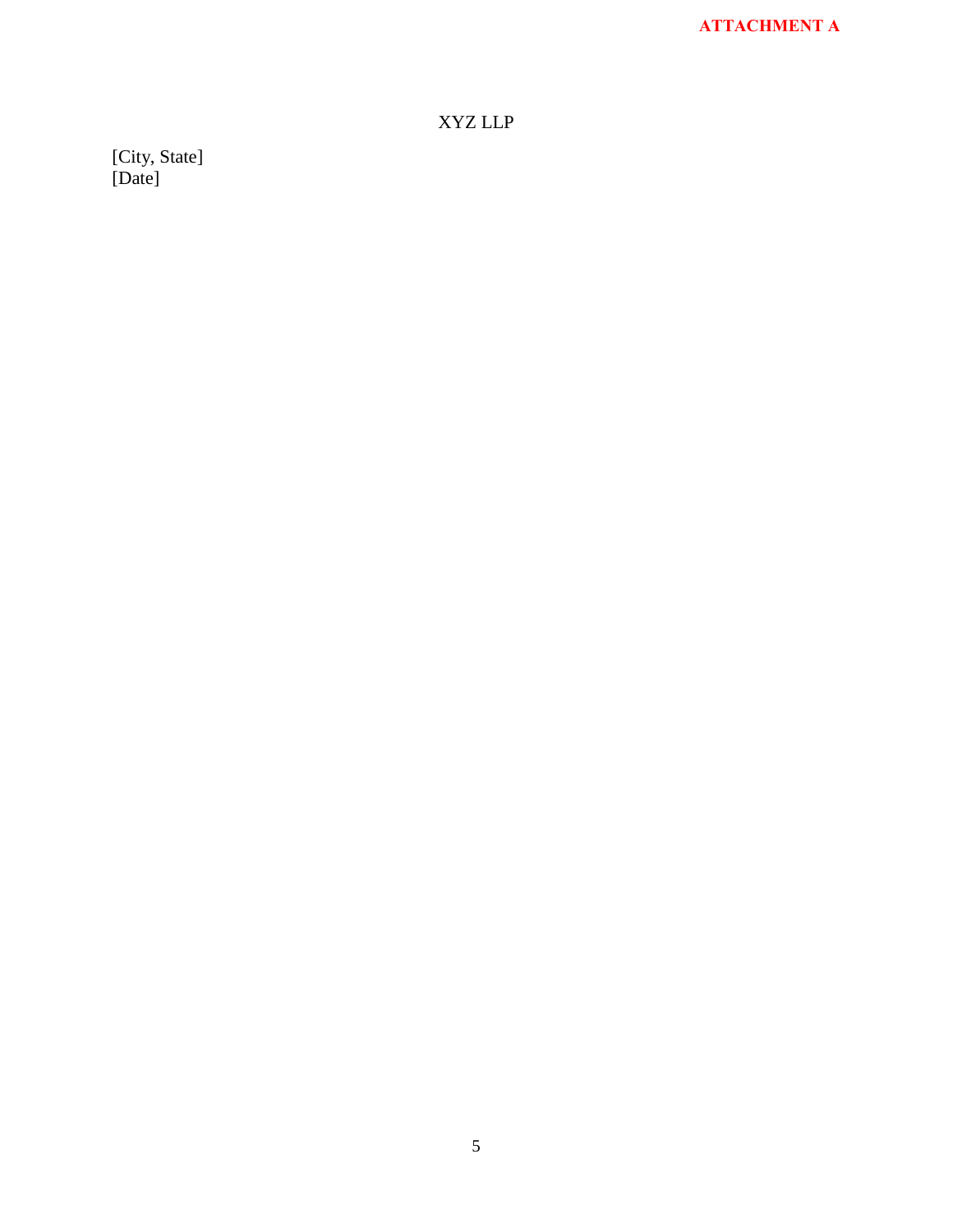**ATTACHMENT A**

XYZ LLP

[City, State]
[Date]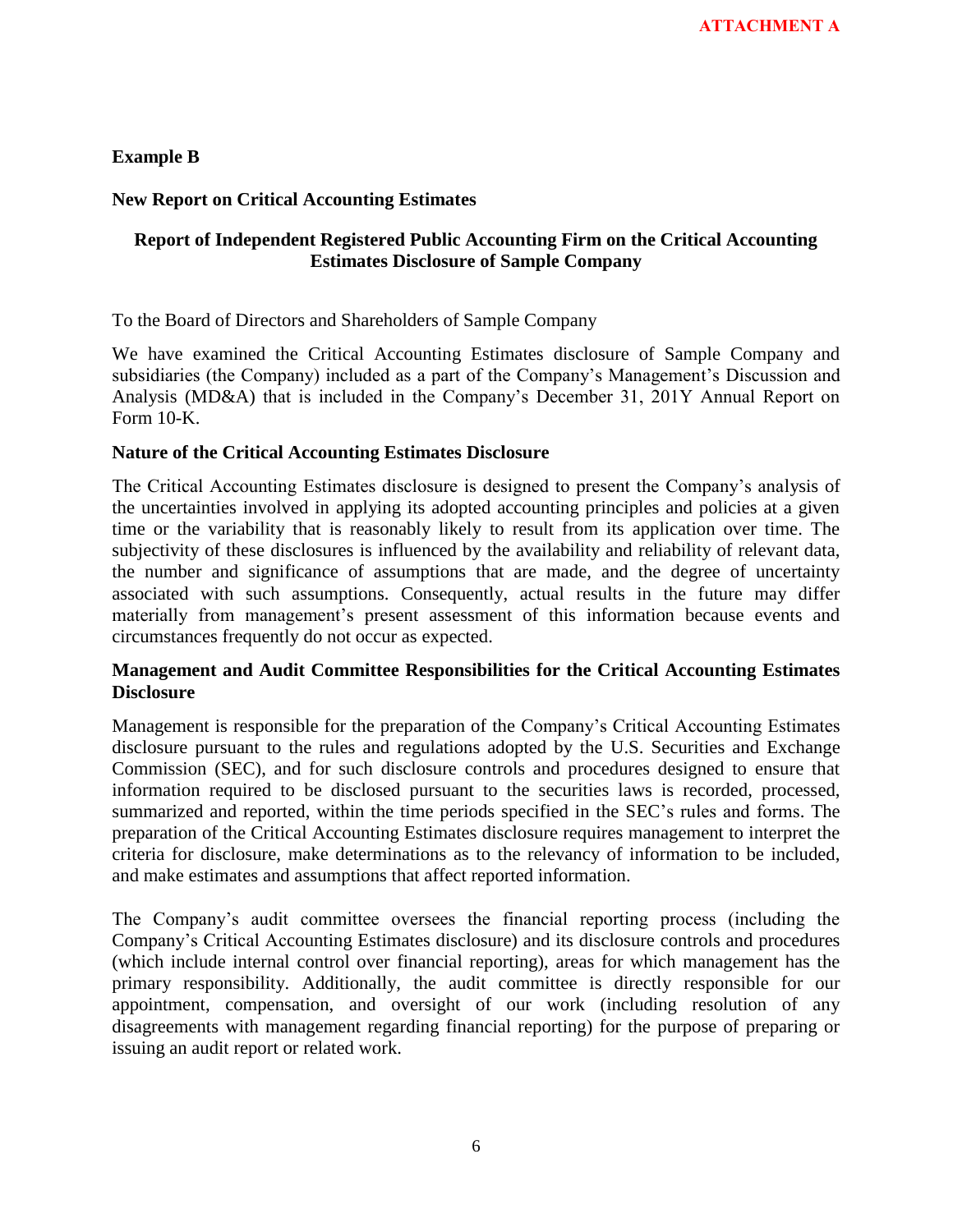**ATTACHMENT A**

**Example B**

**New Report on Critical Accounting Estimates**

**Report of Independent Registered Public Accounting Firm on the Critical Accounting Estimates Disclosure of Sample Company**

To the Board of Directors and Shareholders of Sample Company

We have examined the Critical Accounting Estimates disclosure of Sample Company and subsidiaries (the Company) included as a part of the Company's Management's Discussion and Analysis (MD&A) that is included in the Company's December 31, 201Y Annual Report on Form 10-K.

**Nature of the Critical Accounting Estimates Disclosure**

The Critical Accounting Estimates disclosure is designed to present the Company's analysis of the uncertainties involved in applying its adopted accounting principles and policies at a given time or the variability that is reasonably likely to result from its application over time. The subjectivity of these disclosures is influenced by the availability and reliability of relevant data, the number and significance of assumptions that are made, and the degree of uncertainty associated with such assumptions. Consequently, actual results in the future may differ materially from management's present assessment of this information because events and circumstances frequently do not occur as expected.

**Management and Audit Committee Responsibilities for the Critical Accounting Estimates Disclosure**

Management is responsible for the preparation of the Company's Critical Accounting Estimates disclosure pursuant to the rules and regulations adopted by the U.S. Securities and Exchange Commission (SEC), and for such disclosure controls and procedures designed to ensure that information required to be disclosed pursuant to the securities laws is recorded, processed, summarized and reported, within the time periods specified in the SEC's rules and forms. The preparation of the Critical Accounting Estimates disclosure requires management to interpret the criteria for disclosure, make determinations as to the relevancy of information to be included, and make estimates and assumptions that affect reported information.

The Company's audit committee oversees the financial reporting process (including the Company's Critical Accounting Estimates disclosure) and its disclosure controls and procedures (which include internal control over financial reporting), areas for which management has the primary responsibility. Additionally, the audit committee is directly responsible for our appointment, compensation, and oversight of our work (including resolution of any disagreements with management regarding financial reporting) for the purpose of preparing or issuing an audit report or related work.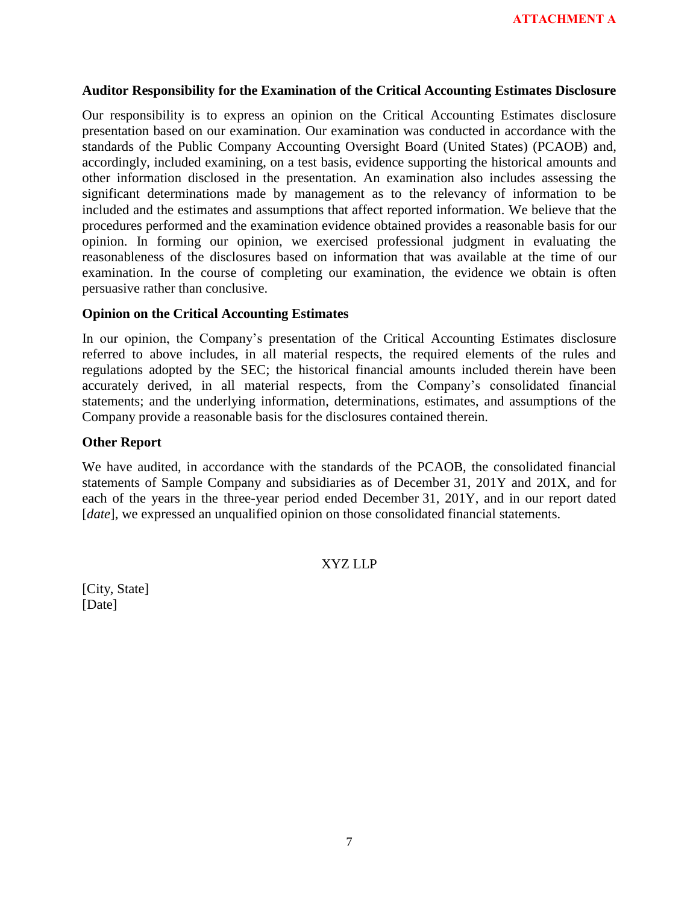ATTACHMENT A

**Auditor Responsibility for the Examination of the Critical Accounting Estimates Disclosure**

Our responsibility is to express an opinion on the Critical Accounting Estimates disclosure presentation based on our examination. Our examination was conducted in accordance with the standards of the Public Company Accounting Oversight Board (United States) (PCAOB) and, accordingly, included examining, on a test basis, evidence supporting the historical amounts and other information disclosed in the presentation. An examination also includes assessing the significant determinations made by management as to the relevancy of information to be included and the estimates and assumptions that affect reported information. We believe that the procedures performed and the examination evidence obtained provides a reasonable basis for our opinion. In forming our opinion, we exercised professional judgment in evaluating the reasonableness of the disclosures based on information that was available at the time of our examination. In the course of completing our examination, the evidence we obtain is often persuasive rather than conclusive.

**Opinion on the Critical Accounting Estimates**

In our opinion, the Company's presentation of the Critical Accounting Estimates disclosure referred to above includes, in all material respects, the required elements of the rules and regulations adopted by the SEC; the historical financial amounts included therein have been accurately derived, in all material respects, from the Company's consolidated financial statements; and the underlying information, determinations, estimates, and assumptions of the Company provide a reasonable basis for the disclosures contained therein.

**Other Report**

We have audited, in accordance with the standards of the PCAOB, the consolidated financial statements of Sample Company and subsidiaries as of December 31, 201Y and 201X, and for each of the years in the three-year period ended December 31, 201Y, and in our report dated [*date*], we expressed an unqualified opinion on those consolidated financial statements.

XYZ LLP

[City, State]
[Date]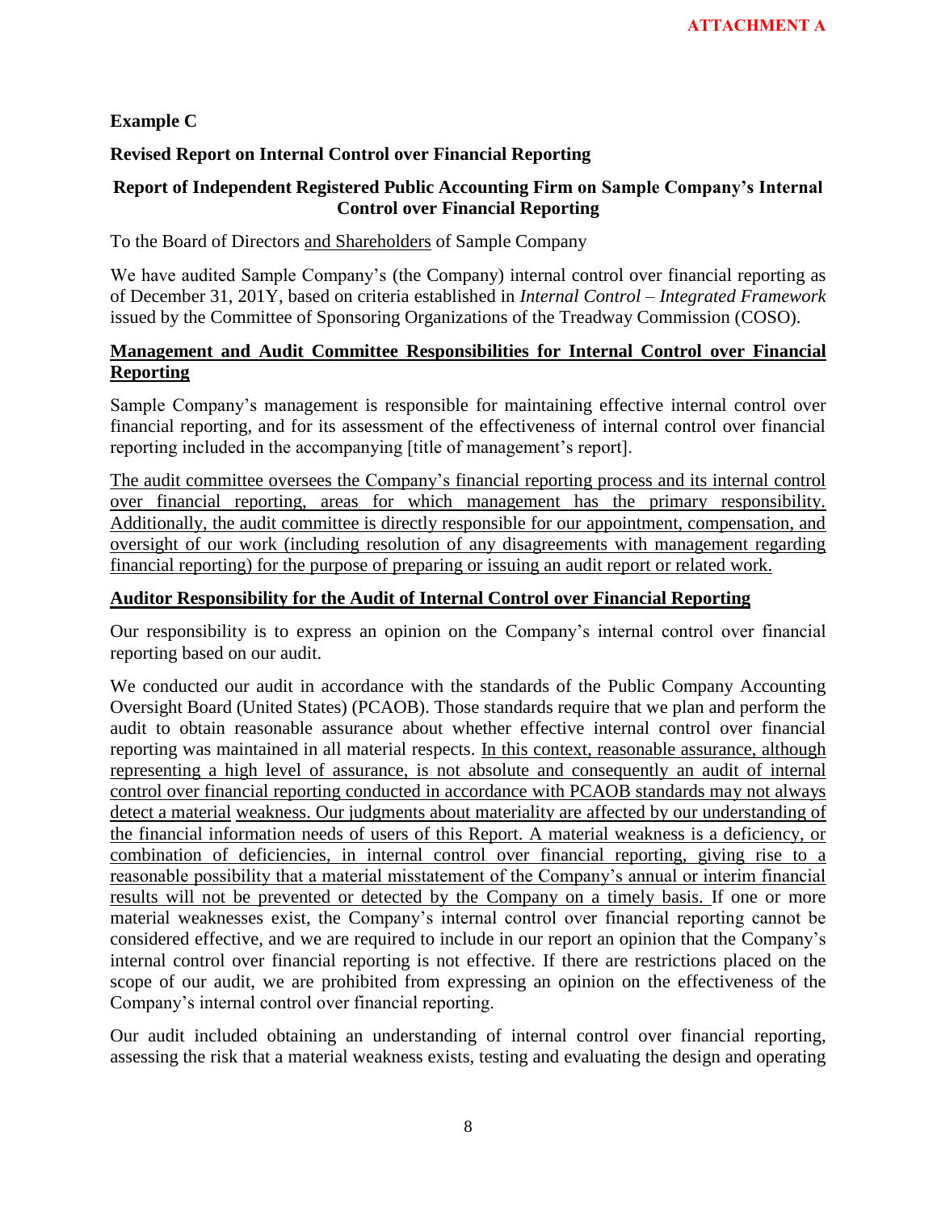**ATTACHMENT A**

**Example C**

**Revised Report on Internal Control over Financial Reporting**

**Report of Independent Registered Public Accounting Firm on Sample Company's Internal Control over Financial Reporting**

To the Board of Directors <u>and Shareholders</u> of Sample Company

We have audited Sample Company's (the Company) internal control over financial reporting as of December 31, 201Y, based on criteria established in *Internal Control – Integrated Framework* issued by the Committee of Sponsoring Organizations of the Treadway Commission (COSO).

**<u>Management and Audit Committee Responsibilities for Internal Control over Financial Reporting</u>**

Sample Company's management is responsible for maintaining effective internal control over financial reporting, and for its assessment of the effectiveness of internal control over financial reporting included in the accompanying [title of management's report].

<u>The audit committee oversees the Company's financial reporting process and its internal control over financial reporting, areas for which management has the primary responsibility. Additionally, the audit committee is directly responsible for our appointment, compensation, and oversight of our work (including resolution of any disagreements with management regarding financial reporting) for the purpose of preparing or issuing an audit report or related work.</u>

**<u>Auditor Responsibility for the Audit of Internal Control over Financial Reporting</u>**

Our responsibility is to express an opinion on the Company's internal control over financial reporting based on our audit.

We conducted our audit in accordance with the standards of the Public Company Accounting Oversight Board (United States) (PCAOB). Those standards require that we plan and perform the audit to obtain reasonable assurance about whether effective internal control over financial reporting was maintained in all material respects. <u>In this context, reasonable assurance, although representing a high level of assurance, is not absolute and consequently an audit of internal control over financial reporting conducted in accordance with PCAOB standards may not always detect a material weakness. Our judgments about materiality are affected by our understanding of the financial information needs of users of this Report. A material weakness is a deficiency, or combination of deficiencies, in internal control over financial reporting, giving rise to a reasonable possibility that a material misstatement of the Company's annual or interim financial results will not be prevented or detected by the Company on a timely basis.</u> If one or more material weaknesses exist, the Company's internal control over financial reporting cannot be considered effective, and we are required to include in our report an opinion that the Company's internal control over financial reporting is not effective. If there are restrictions placed on the scope of our audit, we are prohibited from expressing an opinion on the effectiveness of the Company's internal control over financial reporting.

Our audit included obtaining an understanding of internal control over financial reporting, assessing the risk that a material weakness exists, testing and evaluating the design and operating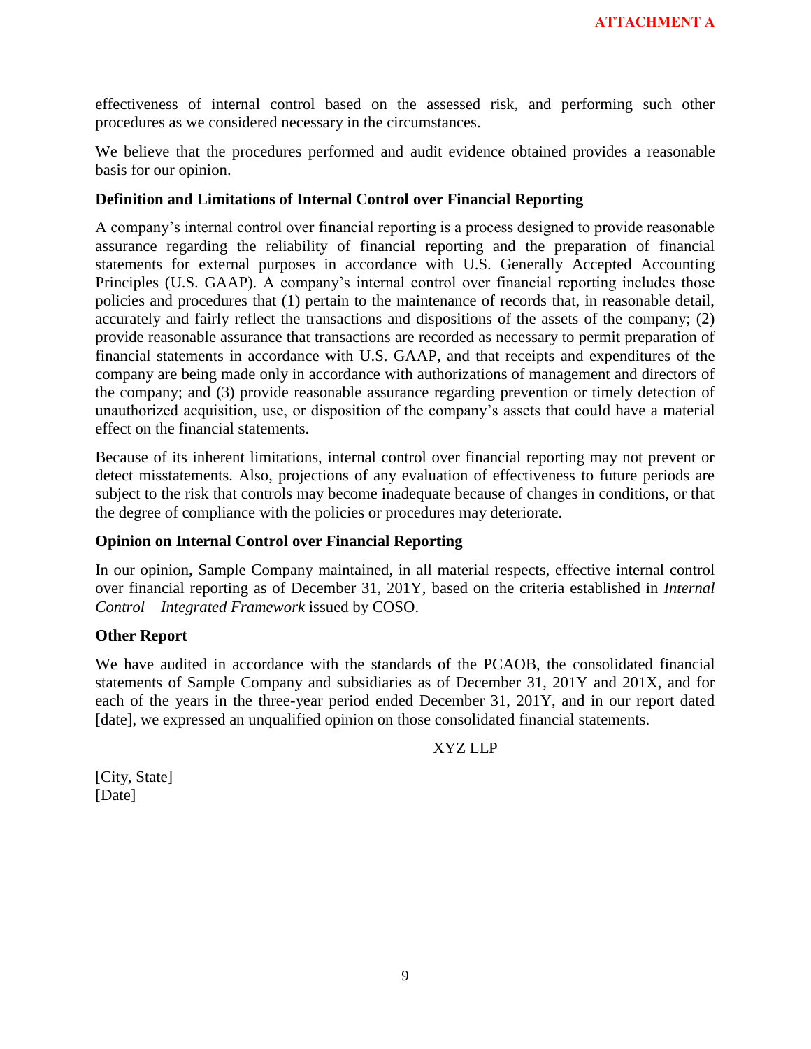effectiveness of internal control based on the assessed risk, and performing such other procedures as we considered necessary in the circumstances.

We believe <u>that the procedures performed and audit evidence obtained</u> provides a reasonable basis for our opinion.

**Definition and Limitations of Internal Control over Financial Reporting**

A company's internal control over financial reporting is a process designed to provide reasonable assurance regarding the reliability of financial reporting and the preparation of financial statements for external purposes in accordance with U.S. Generally Accepted Accounting Principles (U.S. GAAP). A company's internal control over financial reporting includes those policies and procedures that (1) pertain to the maintenance of records that, in reasonable detail, accurately and fairly reflect the transactions and dispositions of the assets of the company; (2) provide reasonable assurance that transactions are recorded as necessary to permit preparation of financial statements in accordance with U.S. GAAP, and that receipts and expenditures of the company are being made only in accordance with authorizations of management and directors of the company; and (3) provide reasonable assurance regarding prevention or timely detection of unauthorized acquisition, use, or disposition of the company's assets that could have a material effect on the financial statements.

Because of its inherent limitations, internal control over financial reporting may not prevent or detect misstatements. Also, projections of any evaluation of effectiveness to future periods are subject to the risk that controls may become inadequate because of changes in conditions, or that the degree of compliance with the policies or procedures may deteriorate.

**Opinion on Internal Control over Financial Reporting**

In our opinion, Sample Company maintained, in all material respects, effective internal control over financial reporting as of December 31, 201Y, based on the criteria established in *Internal Control – Integrated Framework* issued by COSO.

**Other Report**

We have audited in accordance with the standards of the PCAOB, the consolidated financial statements of Sample Company and subsidiaries as of December 31, 201Y and 201X, and for each of the years in the three-year period ended December 31, 201Y, and in our report dated [date], we expressed an unqualified opinion on those consolidated financial statements.

XYZ LLP

[City, State]
[Date]